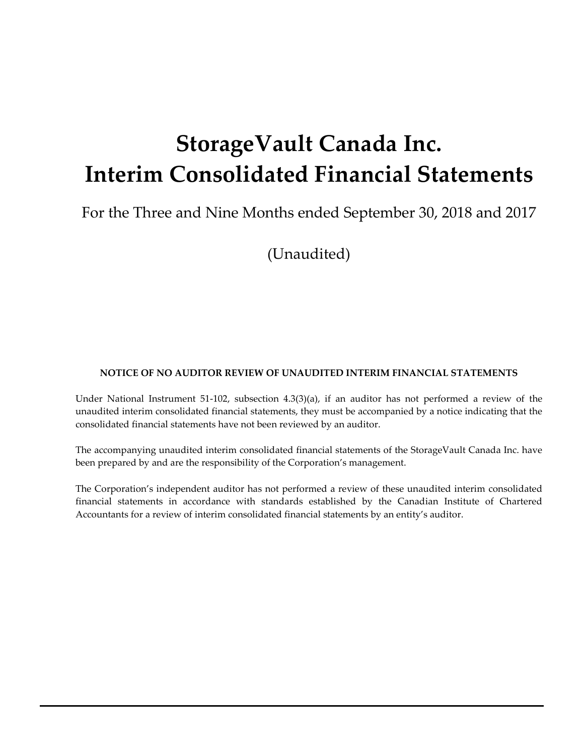# StorageVault Canada Inc.
# Interim Consolidated Financial Statements

For the Three and Nine Months ended September 30, 2018 and 2017

(Unaudited)

**NOTICE OF NO AUDITOR REVIEW OF UNAUDITED INTERIM FINANCIAL STATEMENTS**

Under National Instrument 51-102, subsection 4.3(3)(a), if an auditor has not performed a review of the unaudited interim consolidated financial statements, they must be accompanied by a notice indicating that the consolidated financial statements have not been reviewed by an auditor.

The accompanying unaudited interim consolidated financial statements of the StorageVault Canada Inc. have been prepared by and are the responsibility of the Corporation's management.

The Corporation's independent auditor has not performed a review of these unaudited interim consolidated financial statements in accordance with standards established by the Canadian Institute of Chartered Accountants for a review of interim consolidated financial statements by an entity's auditor.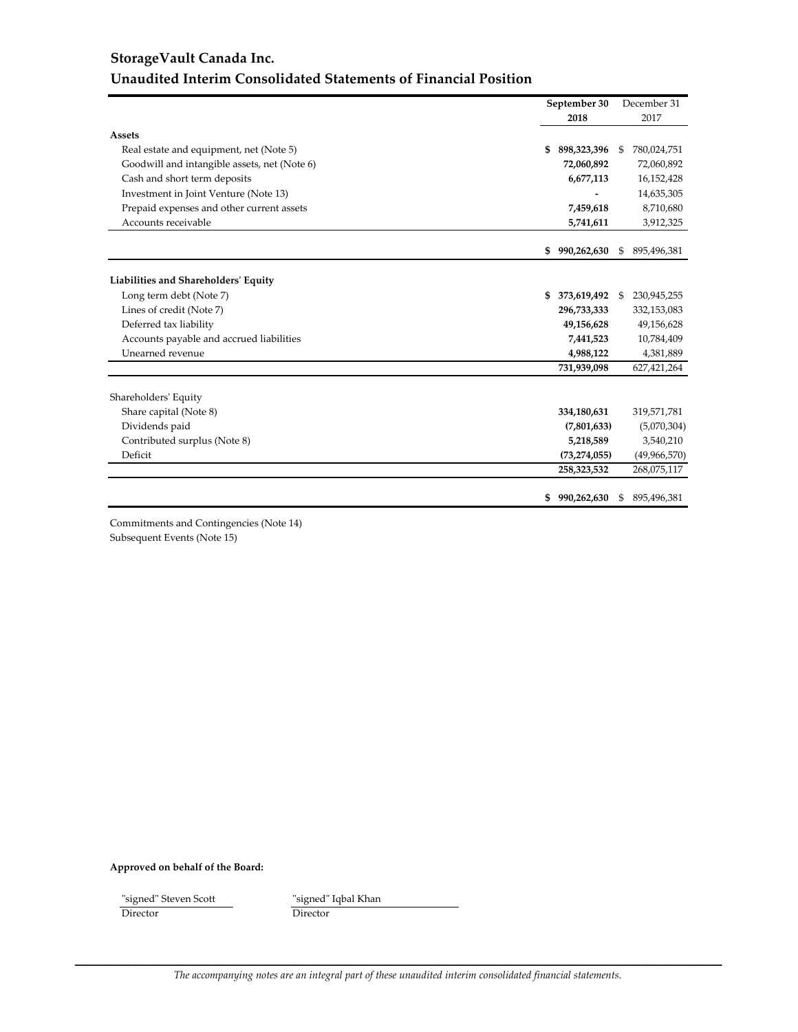# StorageVault Canada Inc.

## Unaudited Interim Consolidated Statements of Financial Position

| | September 30 2018 | December 31 2017 |
|---|---|---|
| **Assets** | | |
| Real estate and equipment, net (Note 5) | **$ 898,323,396** | $ 780,024,751 |
| Goodwill and intangible assets, net (Note 6) | **72,060,892** | 72,060,892 |
| Cash and short term deposits | **6,677,113** | 16,152,428 |
| Investment in Joint Venture (Note 13) | **-** | 14,635,305 |
| Prepaid expenses and other current assets | **7,459,618** | 8,710,680 |
| Accounts receivable | **5,741,611** | 3,912,325 |
| | **$ 990,262,630** | $ 895,496,381 |
| **Liabilities and Shareholders' Equity** | | |
| Long term debt (Note 7) | **$ 373,619,492** | $ 230,945,255 |
| Lines of credit (Note 7) | **296,733,333** | 332,153,083 |
| Deferred tax liability | **49,156,628** | 49,156,628 |
| Accounts payable and accrued liabilities | **7,441,523** | 10,784,409 |
| Unearned revenue | **4,988,122** | 4,381,889 |
| | **731,939,098** | 627,421,264 |
| Shareholders' Equity | | |
| Share capital (Note 8) | **334,180,631** | 319,571,781 |
| Dividends paid | **(7,801,633)** | (5,070,304) |
| Contributed surplus (Note 8) | **5,218,589** | 3,540,210 |
| Deficit | **(73,274,055)** | (49,966,570) |
| | **258,323,532** | 268,075,117 |
| | **$ 990,262,630** | $ 895,496,381 |

Commitments and Contingencies (Note 14)
Subsequent Events (Note 15)

**Approved on behalf of the Board:**

"signed" Steven Scott
Director

"signed" Iqbal Khan
Director

*The accompanying notes are an integral part of these unaudited interim consolidated financial statements.*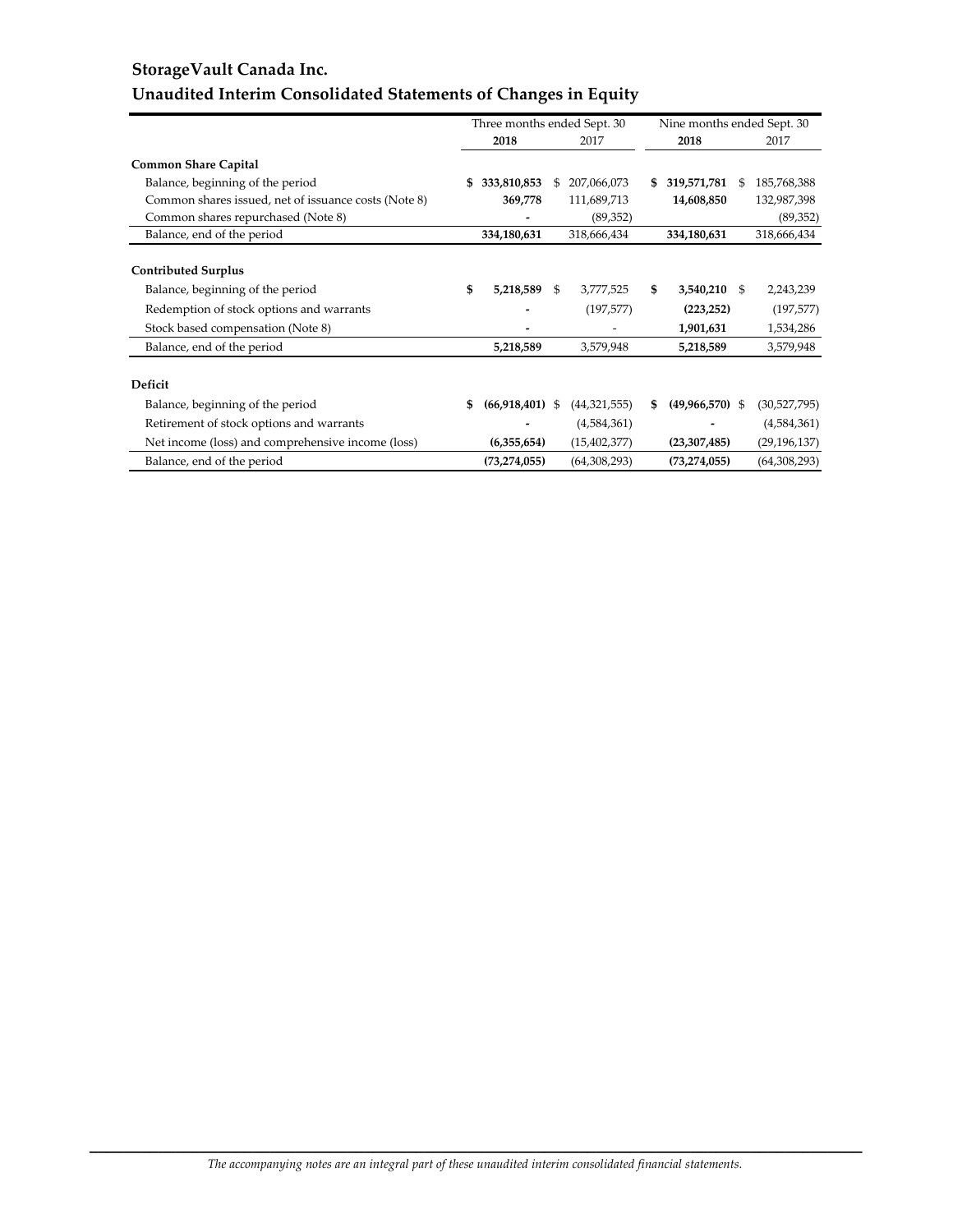# StorageVault Canada Inc.

## Unaudited Interim Consolidated Statements of Changes in Equity

| | Three months ended Sept. 30 | | Nine months ended Sept. 30 | |
|---|---|---|---|---|
| | **2018** | 2017 | **2018** | 2017 |
| **Common Share Capital** | | | | |
| Balance, beginning of the period | **$ 333,810,853** | $ 207,066,073 | **$ 319,571,781** | $ 185,768,388 |
| Common shares issued, net of issuance costs (Note 8) | **369,778** | 111,689,713 | **14,608,850** | 132,987,398 |
| Common shares repurchased (Note 8) | **-** | (89,352) | | (89,352) |
| Balance, end of the period | **334,180,631** | 318,666,434 | **334,180,631** | 318,666,434 |
| **Contributed Surplus** | | | | |
| Balance, beginning of the period | **$ 5,218,589** | $ 3,777,525 | **$ 3,540,210** | $ 2,243,239 |
| Redemption of stock options and warrants | **-** | (197,577) | **(223,252)** | (197,577) |
| Stock based compensation (Note 8) | **-** | - | **1,901,631** | 1,534,286 |
| Balance, end of the period | **5,218,589** | 3,579,948 | **5,218,589** | 3,579,948 |
| **Deficit** | | | | |
| Balance, beginning of the period | **$ (66,918,401)** | $ (44,321,555) | **$ (49,966,570)** | $ (30,527,795) |
| Retirement of stock options and warrants | **-** | (4,584,361) | **-** | (4,584,361) |
| Net income (loss) and comprehensive income (loss) | **(6,355,654)** | (15,402,377) | **(23,307,485)** | (29,196,137) |
| Balance, end of the period | **(73,274,055)** | (64,308,293) | **(73,274,055)** | (64,308,293) |

*The accompanying notes are an integral part of these unaudited interim consolidated financial statements.*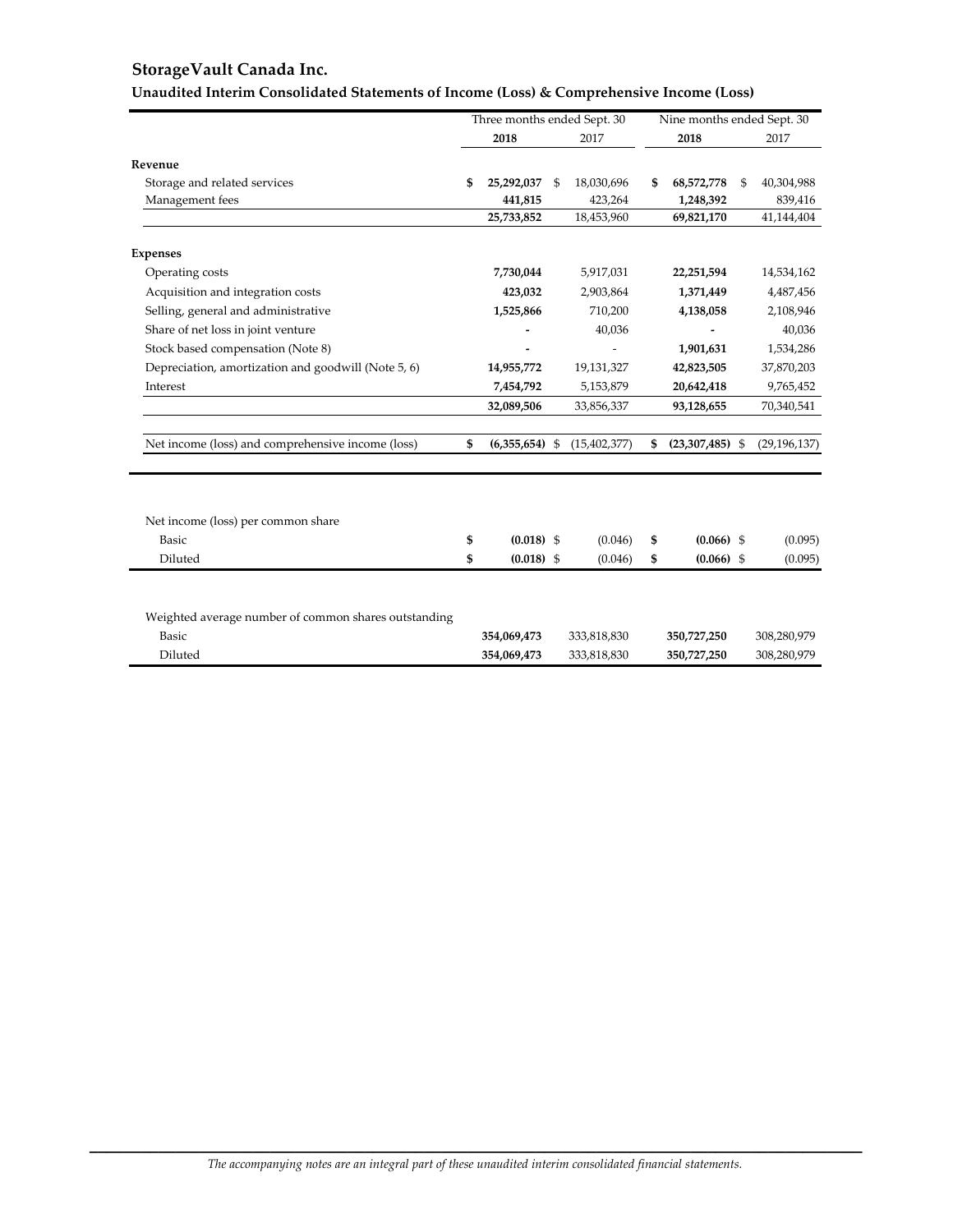# StorageVault Canada Inc.

## Unaudited Interim Consolidated Statements of Income (Loss) & Comprehensive Income (Loss)

| | Three months ended Sept. 30 | | Nine months ended Sept. 30 | |
|---|---|---|---|---|
| | **2018** | 2017 | **2018** | 2017 |
| **Revenue** | | | | |
| Storage and related services | **$ 25,292,037** | $ 18,030,696 | **$ 68,572,778** | $ 40,304,988 |
| Management fees | **441,815** | 423,264 | **1,248,392** | 839,416 |
| | **25,733,852** | 18,453,960 | **69,821,170** | 41,144,404 |
| **Expenses** | | | | |
| Operating costs | **7,730,044** | 5,917,031 | **22,251,594** | 14,534,162 |
| Acquisition and integration costs | **423,032** | 2,903,864 | **1,371,449** | 4,487,456 |
| Selling, general and administrative | **1,525,866** | 710,200 | **4,138,058** | 2,108,946 |
| Share of net loss in joint venture | **-** | 40,036 | **-** | 40,036 |
| Stock based compensation (Note 8) | **-** | - | **1,901,631** | 1,534,286 |
| Depreciation, amortization and goodwill (Note 5, 6) | **14,955,772** | 19,131,327 | **42,823,505** | 37,870,203 |
| Interest | **7,454,792** | 5,153,879 | **20,642,418** | 9,765,452 |
| | **32,089,506** | 33,856,337 | **93,128,655** | 70,340,541 |
| Net income (loss) and comprehensive income (loss) | **$ (6,355,654)** | $ (15,402,377) | **$ (23,307,485)** | $ (29,196,137) |
| | | | | |
| Net income (loss) per common share | | | | |
| Basic | **$ (0.018)** | $ (0.046) | **$ (0.066)** | $ (0.095) |
| Diluted | **$ (0.018)** | $ (0.046) | **$ (0.066)** | $ (0.095) |
| | | | | |
| Weighted average number of common shares outstanding | | | | |
| Basic | **354,069,473** | 333,818,830 | **350,727,250** | 308,280,979 |
| Diluted | **354,069,473** | 333,818,830 | **350,727,250** | 308,280,979 |

*The accompanying notes are an integral part of these unaudited interim consolidated financial statements.*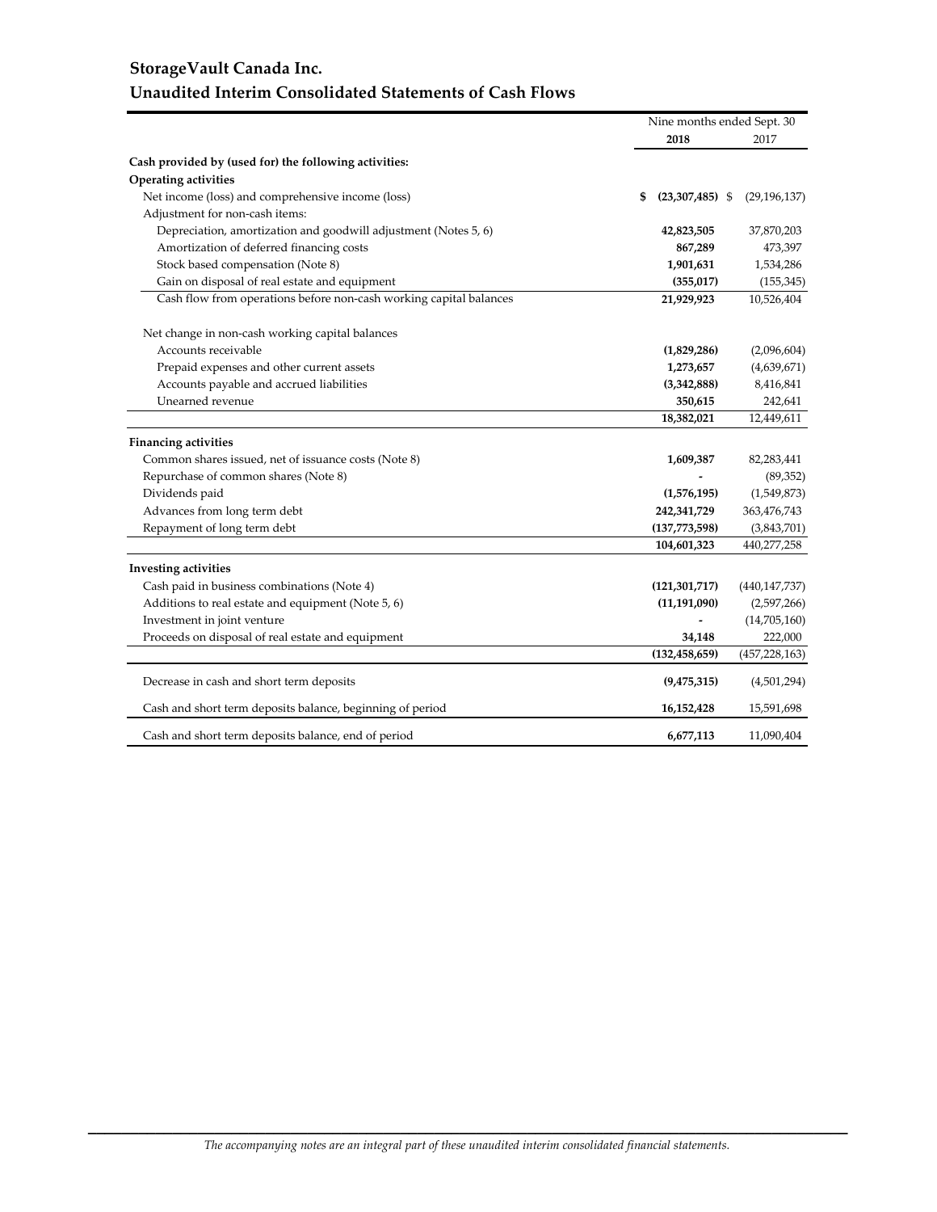# StorageVault Canada Inc.

## Unaudited Interim Consolidated Statements of Cash Flows

| | Nine months ended Sept. 30 | |
|---|---|---|
| | **2018** | 2017 |
| **Cash provided by (used for) the following activities:** | | |
| **Operating activities** | | |
| Net income (loss) and comprehensive income (loss) | **$ (23,307,485)** | $ (29,196,137) |
| Adjustment for non-cash items: | | |
| Depreciation, amortization and goodwill adjustment (Notes 5, 6) | **42,823,505** | 37,870,203 |
| Amortization of deferred financing costs | **867,289** | 473,397 |
| Stock based compensation (Note 8) | **1,901,631** | 1,534,286 |
| Gain on disposal of real estate and equipment | **(355,017)** | (155,345) |
| Cash flow from operations before non-cash working capital balances | **21,929,923** | 10,526,404 |
| Net change in non-cash working capital balances | | |
| Accounts receivable | **(1,829,286)** | (2,096,604) |
| Prepaid expenses and other current assets | **1,273,657** | (4,639,671) |
| Accounts payable and accrued liabilities | **(3,342,888)** | 8,416,841 |
| Unearned revenue | **350,615** | 242,641 |
| | **18,382,021** | 12,449,611 |
| **Financing activities** | | |
| Common shares issued, net of issuance costs (Note 8) | **1,609,387** | 82,283,441 |
| Repurchase of common shares (Note 8) | **-** | (89,352) |
| Dividends paid | **(1,576,195)** | (1,549,873) |
| Advances from long term debt | **242,341,729** | 363,476,743 |
| Repayment of long term debt | **(137,773,598)** | (3,843,701) |
| | **104,601,323** | 440,277,258 |
| **Investing activities** | | |
| Cash paid in business combinations (Note 4) | **(121,301,717)** | (440,147,737) |
| Additions to real estate and equipment (Note 5, 6) | **(11,191,090)** | (2,597,266) |
| Investment in joint venture | **-** | (14,705,160) |
| Proceeds on disposal of real estate and equipment | **34,148** | 222,000 |
| | **(132,458,659)** | (457,228,163) |
| Decrease in cash and short term deposits | **(9,475,315)** | (4,501,294) |
| Cash and short term deposits balance, beginning of period | **16,152,428** | 15,591,698 |
| Cash and short term deposits balance, end of period | **6,677,113** | 11,090,404 |

*The accompanying notes are an integral part of these unaudited interim consolidated financial statements.*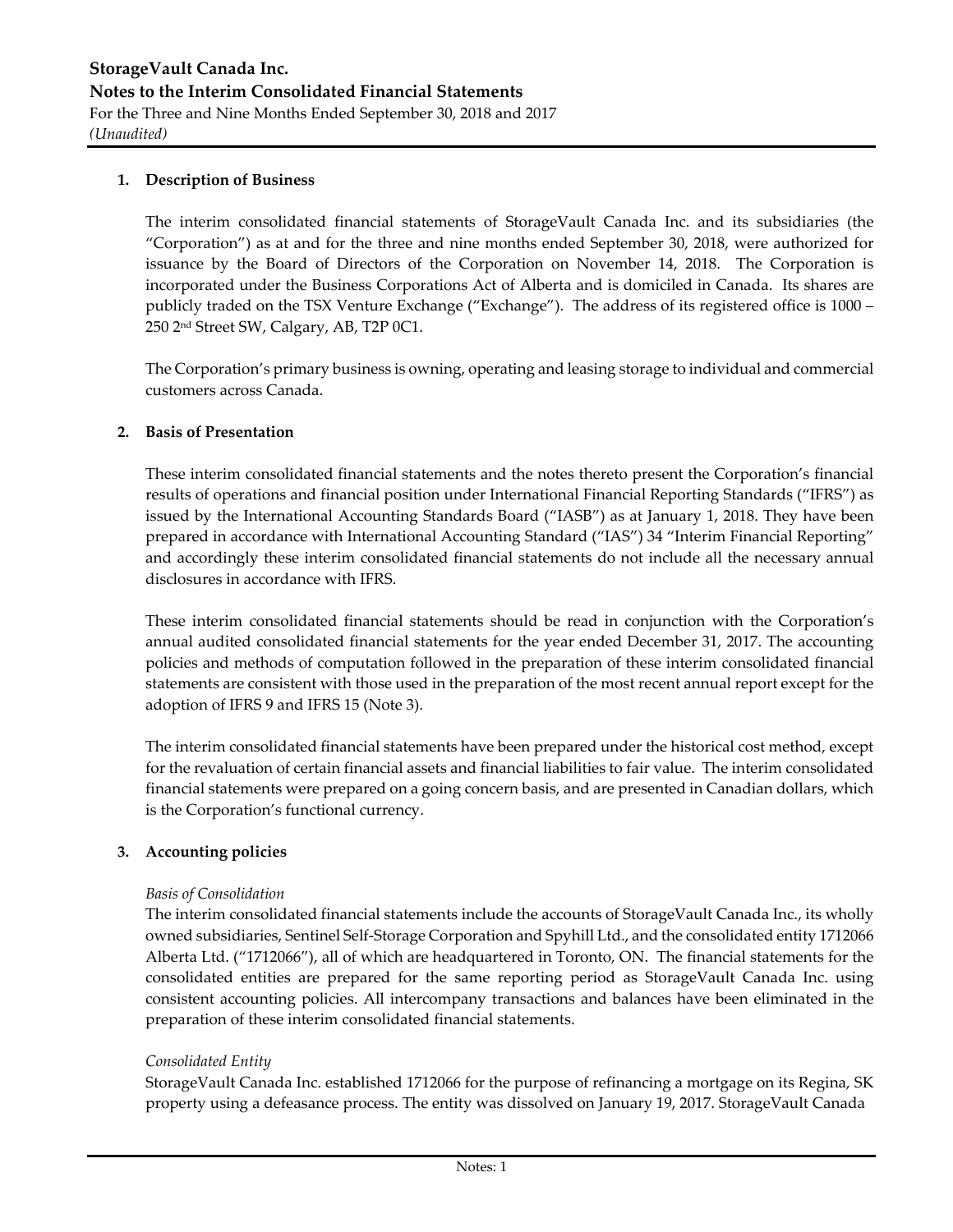## 1. Description of Business

The interim consolidated financial statements of StorageVault Canada Inc. and its subsidiaries (the "Corporation") as at and for the three and nine months ended September 30, 2018, were authorized for issuance by the Board of Directors of the Corporation on November 14, 2018. The Corporation is incorporated under the Business Corporations Act of Alberta and is domiciled in Canada. Its shares are publicly traded on the TSX Venture Exchange ("Exchange"). The address of its registered office is 1000 – 250 2nd Street SW, Calgary, AB, T2P 0C1.

The Corporation's primary business is owning, operating and leasing storage to individual and commercial customers across Canada.

## 2. Basis of Presentation

These interim consolidated financial statements and the notes thereto present the Corporation's financial results of operations and financial position under International Financial Reporting Standards ("IFRS") as issued by the International Accounting Standards Board ("IASB") as at January 1, 2018. They have been prepared in accordance with International Accounting Standard ("IAS") 34 "Interim Financial Reporting" and accordingly these interim consolidated financial statements do not include all the necessary annual disclosures in accordance with IFRS.

These interim consolidated financial statements should be read in conjunction with the Corporation's annual audited consolidated financial statements for the year ended December 31, 2017. The accounting policies and methods of computation followed in the preparation of these interim consolidated financial statements are consistent with those used in the preparation of the most recent annual report except for the adoption of IFRS 9 and IFRS 15 (Note 3).

The interim consolidated financial statements have been prepared under the historical cost method, except for the revaluation of certain financial assets and financial liabilities to fair value. The interim consolidated financial statements were prepared on a going concern basis, and are presented in Canadian dollars, which is the Corporation's functional currency.

## 3. Accounting policies

*Basis of Consolidation*

The interim consolidated financial statements include the accounts of StorageVault Canada Inc., its wholly owned subsidiaries, Sentinel Self-Storage Corporation and Spyhill Ltd., and the consolidated entity 1712066 Alberta Ltd. ("1712066"), all of which are headquartered in Toronto, ON. The financial statements for the consolidated entities are prepared for the same reporting period as StorageVault Canada Inc. using consistent accounting policies. All intercompany transactions and balances have been eliminated in the preparation of these interim consolidated financial statements.

*Consolidated Entity*

StorageVault Canada Inc. established 1712066 for the purpose of refinancing a mortgage on its Regina, SK property using a defeasance process. The entity was dissolved on January 19, 2017. StorageVault Canada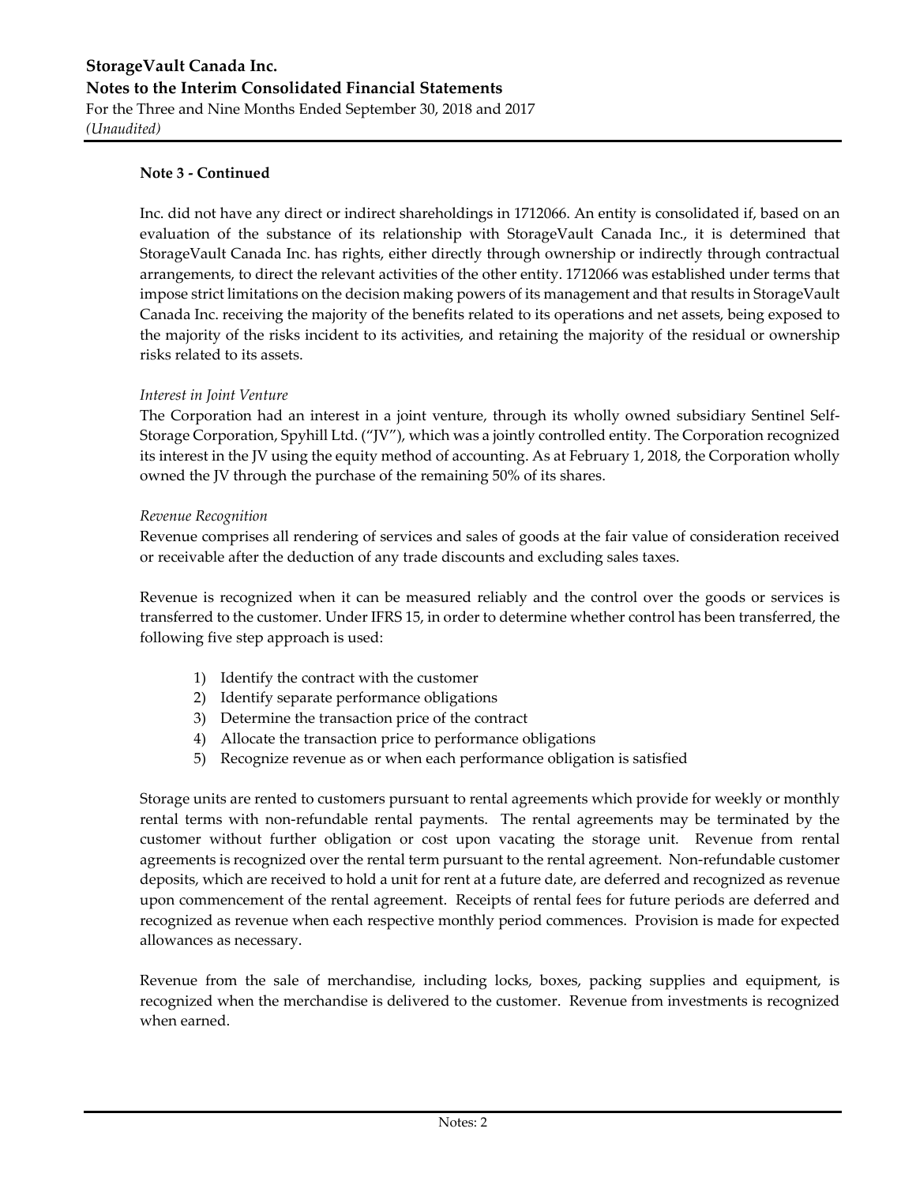**Note 3 - Continued**

Inc. did not have any direct or indirect shareholdings in 1712066. An entity is consolidated if, based on an evaluation of the substance of its relationship with StorageVault Canada Inc., it is determined that StorageVault Canada Inc. has rights, either directly through ownership or indirectly through contractual arrangements, to direct the relevant activities of the other entity. 1712066 was established under terms that impose strict limitations on the decision making powers of its management and that results in StorageVault Canada Inc. receiving the majority of the benefits related to its operations and net assets, being exposed to the majority of the risks incident to its activities, and retaining the majority of the residual or ownership risks related to its assets.

*Interest in Joint Venture*

The Corporation had an interest in a joint venture, through its wholly owned subsidiary Sentinel Self-Storage Corporation, Spyhill Ltd. ("JV"), which was a jointly controlled entity. The Corporation recognized its interest in the JV using the equity method of accounting. As at February 1, 2018, the Corporation wholly owned the JV through the purchase of the remaining 50% of its shares.

*Revenue Recognition*

Revenue comprises all rendering of services and sales of goods at the fair value of consideration received or receivable after the deduction of any trade discounts and excluding sales taxes.

Revenue is recognized when it can be measured reliably and the control over the goods or services is transferred to the customer. Under IFRS 15, in order to determine whether control has been transferred, the following five step approach is used:

1) Identify the contract with the customer
2) Identify separate performance obligations
3) Determine the transaction price of the contract
4) Allocate the transaction price to performance obligations
5) Recognize revenue as or when each performance obligation is satisfied

Storage units are rented to customers pursuant to rental agreements which provide for weekly or monthly rental terms with non-refundable rental payments. The rental agreements may be terminated by the customer without further obligation or cost upon vacating the storage unit. Revenue from rental agreements is recognized over the rental term pursuant to the rental agreement. Non-refundable customer deposits, which are received to hold a unit for rent at a future date, are deferred and recognized as revenue upon commencement of the rental agreement. Receipts of rental fees for future periods are deferred and recognized as revenue when each respective monthly period commences. Provision is made for expected allowances as necessary.

Revenue from the sale of merchandise, including locks, boxes, packing supplies and equipment, is recognized when the merchandise is delivered to the customer. Revenue from investments is recognized when earned.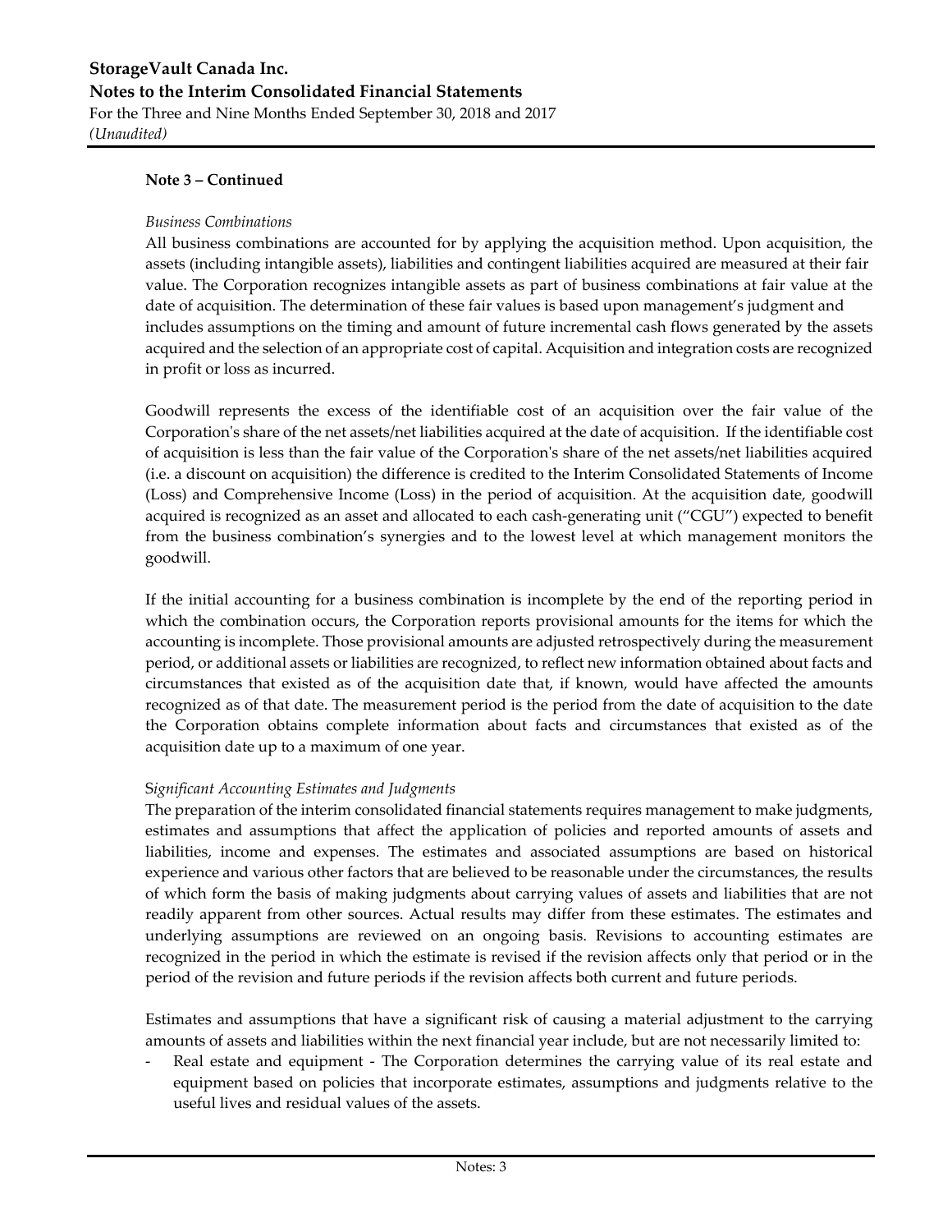**Note 3 – Continued**

*Business Combinations*

All business combinations are accounted for by applying the acquisition method. Upon acquisition, the assets (including intangible assets), liabilities and contingent liabilities acquired are measured at their fair value. The Corporation recognizes intangible assets as part of business combinations at fair value at the date of acquisition. The determination of these fair values is based upon management's judgment and includes assumptions on the timing and amount of future incremental cash flows generated by the assets acquired and the selection of an appropriate cost of capital. Acquisition and integration costs are recognized in profit or loss as incurred.

Goodwill represents the excess of the identifiable cost of an acquisition over the fair value of the Corporation's share of the net assets/net liabilities acquired at the date of acquisition. If the identifiable cost of acquisition is less than the fair value of the Corporation's share of the net assets/net liabilities acquired (i.e. a discount on acquisition) the difference is credited to the Interim Consolidated Statements of Income (Loss) and Comprehensive Income (Loss) in the period of acquisition. At the acquisition date, goodwill acquired is recognized as an asset and allocated to each cash-generating unit ("CGU") expected to benefit from the business combination's synergies and to the lowest level at which management monitors the goodwill.

If the initial accounting for a business combination is incomplete by the end of the reporting period in which the combination occurs, the Corporation reports provisional amounts for the items for which the accounting is incomplete. Those provisional amounts are adjusted retrospectively during the measurement period, or additional assets or liabilities are recognized, to reflect new information obtained about facts and circumstances that existed as of the acquisition date that, if known, would have affected the amounts recognized as of that date. The measurement period is the period from the date of acquisition to the date the Corporation obtains complete information about facts and circumstances that existed as of the acquisition date up to a maximum of one year.

*Significant Accounting Estimates and Judgments*

The preparation of the interim consolidated financial statements requires management to make judgments, estimates and assumptions that affect the application of policies and reported amounts of assets and liabilities, income and expenses. The estimates and associated assumptions are based on historical experience and various other factors that are believed to be reasonable under the circumstances, the results of which form the basis of making judgments about carrying values of assets and liabilities that are not readily apparent from other sources. Actual results may differ from these estimates. The estimates and underlying assumptions are reviewed on an ongoing basis. Revisions to accounting estimates are recognized in the period in which the estimate is revised if the revision affects only that period or in the period of the revision and future periods if the revision affects both current and future periods.

Estimates and assumptions that have a significant risk of causing a material adjustment to the carrying amounts of assets and liabilities within the next financial year include, but are not necessarily limited to:

- Real estate and equipment - The Corporation determines the carrying value of its real estate and equipment based on policies that incorporate estimates, assumptions and judgments relative to the useful lives and residual values of the assets.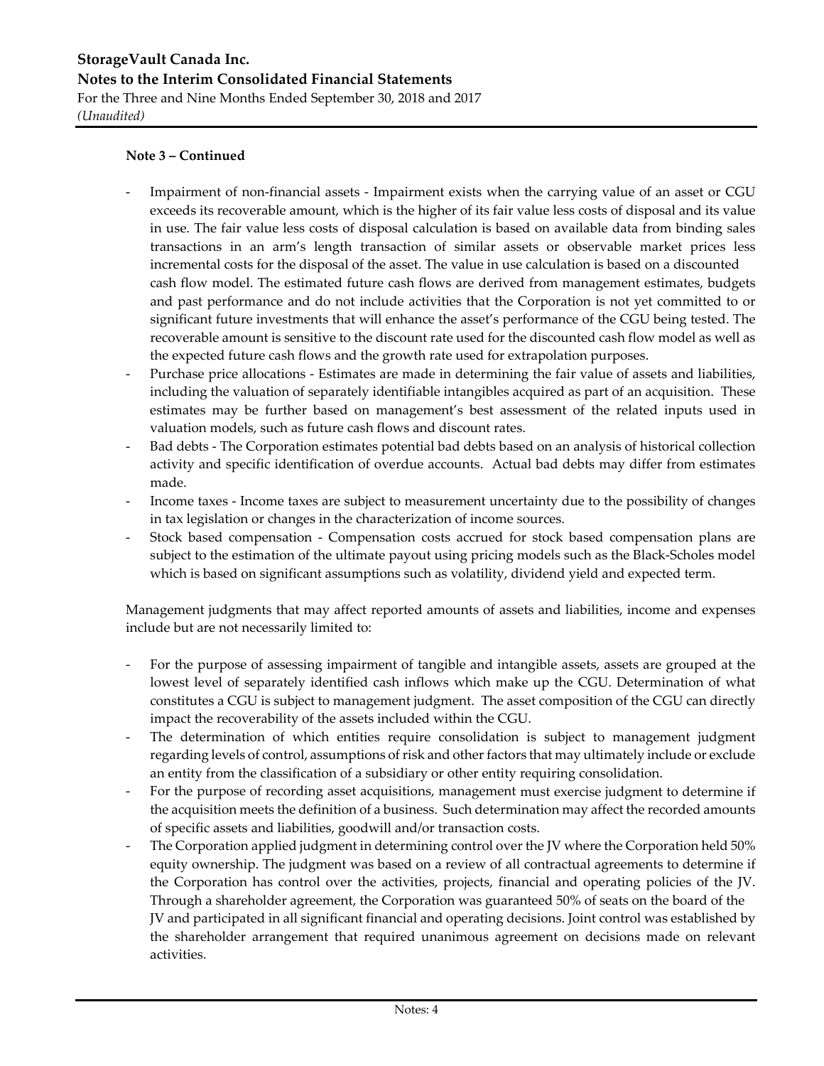**Note 3 – Continued**

- Impairment of non-financial assets - Impairment exists when the carrying value of an asset or CGU exceeds its recoverable amount, which is the higher of its fair value less costs of disposal and its value in use. The fair value less costs of disposal calculation is based on available data from binding sales transactions in an arm's length transaction of similar assets or observable market prices less incremental costs for the disposal of the asset. The value in use calculation is based on a discounted cash flow model. The estimated future cash flows are derived from management estimates, budgets and past performance and do not include activities that the Corporation is not yet committed to or significant future investments that will enhance the asset's performance of the CGU being tested. The recoverable amount is sensitive to the discount rate used for the discounted cash flow model as well as the expected future cash flows and the growth rate used for extrapolation purposes.
- Purchase price allocations - Estimates are made in determining the fair value of assets and liabilities, including the valuation of separately identifiable intangibles acquired as part of an acquisition. These estimates may be further based on management's best assessment of the related inputs used in valuation models, such as future cash flows and discount rates.
- Bad debts - The Corporation estimates potential bad debts based on an analysis of historical collection activity and specific identification of overdue accounts. Actual bad debts may differ from estimates made.
- Income taxes - Income taxes are subject to measurement uncertainty due to the possibility of changes in tax legislation or changes in the characterization of income sources.
- Stock based compensation - Compensation costs accrued for stock based compensation plans are subject to the estimation of the ultimate payout using pricing models such as the Black-Scholes model which is based on significant assumptions such as volatility, dividend yield and expected term.

Management judgments that may affect reported amounts of assets and liabilities, income and expenses include but are not necessarily limited to:

- For the purpose of assessing impairment of tangible and intangible assets, assets are grouped at the lowest level of separately identified cash inflows which make up the CGU. Determination of what constitutes a CGU is subject to management judgment. The asset composition of the CGU can directly impact the recoverability of the assets included within the CGU.
- The determination of which entities require consolidation is subject to management judgment regarding levels of control, assumptions of risk and other factors that may ultimately include or exclude an entity from the classification of a subsidiary or other entity requiring consolidation.
- For the purpose of recording asset acquisitions, management must exercise judgment to determine if the acquisition meets the definition of a business. Such determination may affect the recorded amounts of specific assets and liabilities, goodwill and/or transaction costs.
- The Corporation applied judgment in determining control over the JV where the Corporation held 50% equity ownership. The judgment was based on a review of all contractual agreements to determine if the Corporation has control over the activities, projects, financial and operating policies of the JV. Through a shareholder agreement, the Corporation was guaranteed 50% of seats on the board of the JV and participated in all significant financial and operating decisions. Joint control was established by the shareholder arrangement that required unanimous agreement on decisions made on relevant activities.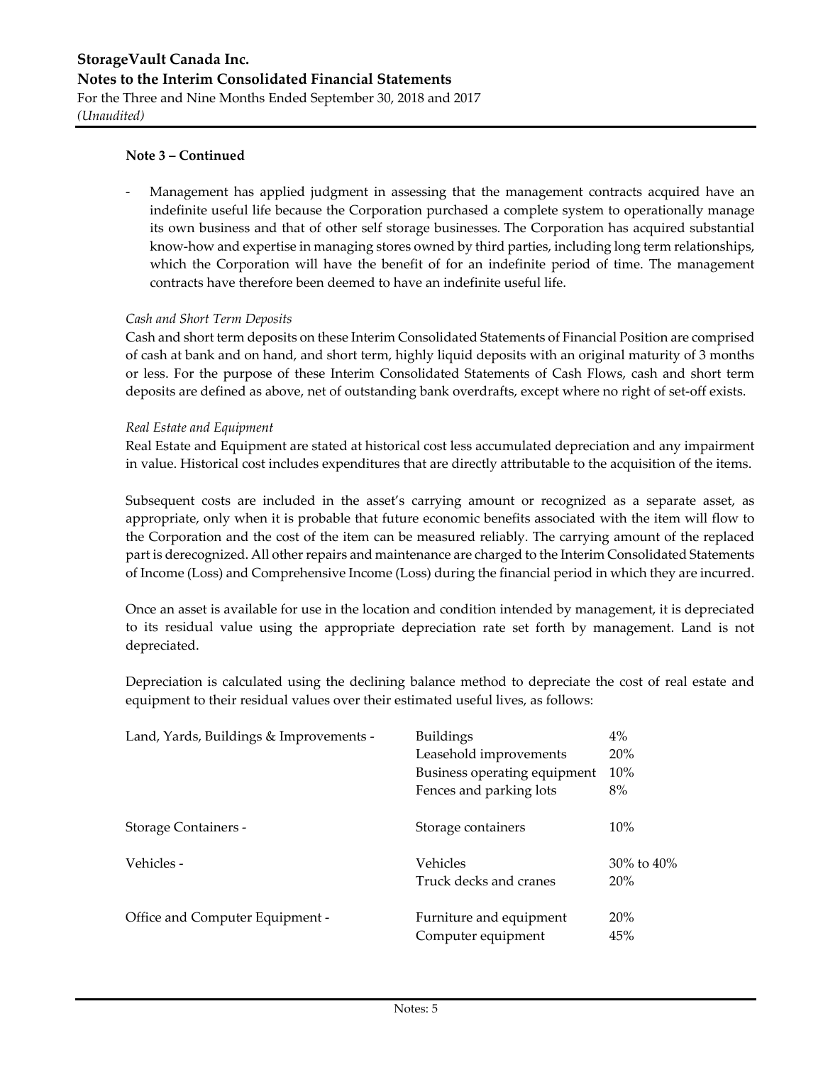**Note 3 – Continued**

- Management has applied judgment in assessing that the management contracts acquired have an indefinite useful life because the Corporation purchased a complete system to operationally manage its own business and that of other self storage businesses. The Corporation has acquired substantial know-how and expertise in managing stores owned by third parties, including long term relationships, which the Corporation will have the benefit of for an indefinite period of time. The management contracts have therefore been deemed to have an indefinite useful life.

*Cash and Short Term Deposits*

Cash and short term deposits on these Interim Consolidated Statements of Financial Position are comprised of cash at bank and on hand, and short term, highly liquid deposits with an original maturity of 3 months or less. For the purpose of these Interim Consolidated Statements of Cash Flows, cash and short term deposits are defined as above, net of outstanding bank overdrafts, except where no right of set-off exists.

*Real Estate and Equipment*

Real Estate and Equipment are stated at historical cost less accumulated depreciation and any impairment in value. Historical cost includes expenditures that are directly attributable to the acquisition of the items.

Subsequent costs are included in the asset's carrying amount or recognized as a separate asset, as appropriate, only when it is probable that future economic benefits associated with the item will flow to the Corporation and the cost of the item can be measured reliably. The carrying amount of the replaced part is derecognized. All other repairs and maintenance are charged to the Interim Consolidated Statements of Income (Loss) and Comprehensive Income (Loss) during the financial period in which they are incurred.

Once an asset is available for use in the location and condition intended by management, it is depreciated to its residual value using the appropriate depreciation rate set forth by management. Land is not depreciated.

Depreciation is calculated using the declining balance method to depreciate the cost of real estate and equipment to their residual values over their estimated useful lives, as follows:

| | | |
|---|---|---|
| Land, Yards, Buildings & Improvements - | Buildings | 4% |
| | Leasehold improvements | 20% |
| | Business operating equipment | 10% |
| | Fences and parking lots | 8% |
| Storage Containers - | Storage containers | 10% |
| Vehicles - | Vehicles | 30% to 40% |
| | Truck decks and cranes | 20% |
| Office and Computer Equipment - | Furniture and equipment | 20% |
| | Computer equipment | 45% |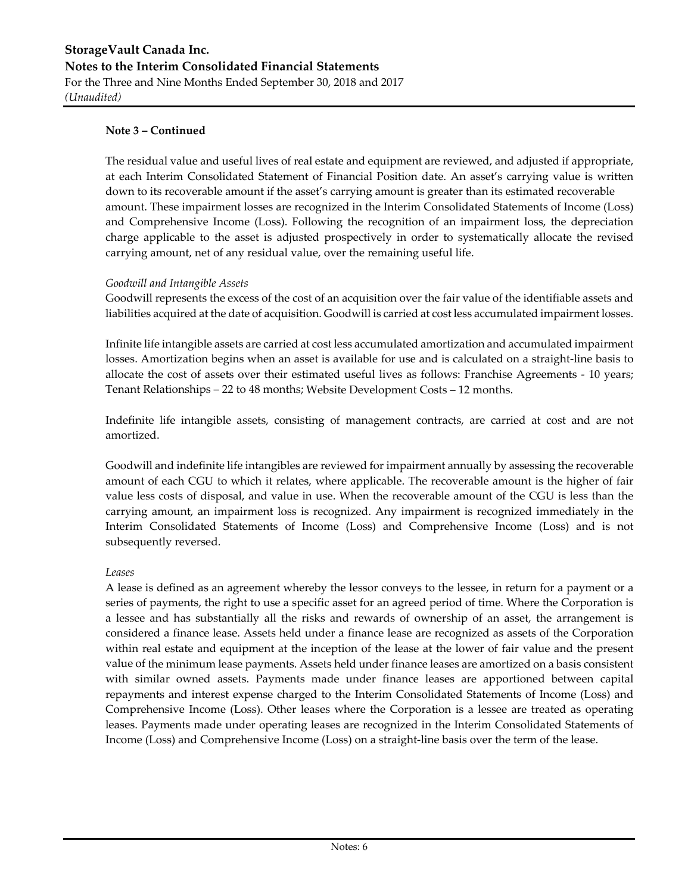**Note 3 – Continued**

The residual value and useful lives of real estate and equipment are reviewed, and adjusted if appropriate, at each Interim Consolidated Statement of Financial Position date. An asset's carrying value is written down to its recoverable amount if the asset's carrying amount is greater than its estimated recoverable amount. These impairment losses are recognized in the Interim Consolidated Statements of Income (Loss) and Comprehensive Income (Loss). Following the recognition of an impairment loss, the depreciation charge applicable to the asset is adjusted prospectively in order to systematically allocate the revised carrying amount, net of any residual value, over the remaining useful life.

*Goodwill and Intangible Assets*

Goodwill represents the excess of the cost of an acquisition over the fair value of the identifiable assets and liabilities acquired at the date of acquisition. Goodwill is carried at cost less accumulated impairment losses.

Infinite life intangible assets are carried at cost less accumulated amortization and accumulated impairment losses. Amortization begins when an asset is available for use and is calculated on a straight-line basis to allocate the cost of assets over their estimated useful lives as follows: Franchise Agreements - 10 years; Tenant Relationships – 22 to 48 months; Website Development Costs – 12 months.

Indefinite life intangible assets, consisting of management contracts, are carried at cost and are not amortized.

Goodwill and indefinite life intangibles are reviewed for impairment annually by assessing the recoverable amount of each CGU to which it relates, where applicable. The recoverable amount is the higher of fair value less costs of disposal, and value in use. When the recoverable amount of the CGU is less than the carrying amount, an impairment loss is recognized. Any impairment is recognized immediately in the Interim Consolidated Statements of Income (Loss) and Comprehensive Income (Loss) and is not subsequently reversed.

*Leases*

A lease is defined as an agreement whereby the lessor conveys to the lessee, in return for a payment or a series of payments, the right to use a specific asset for an agreed period of time. Where the Corporation is a lessee and has substantially all the risks and rewards of ownership of an asset, the arrangement is considered a finance lease. Assets held under a finance lease are recognized as assets of the Corporation within real estate and equipment at the inception of the lease at the lower of fair value and the present value of the minimum lease payments. Assets held under finance leases are amortized on a basis consistent with similar owned assets. Payments made under finance leases are apportioned between capital repayments and interest expense charged to the Interim Consolidated Statements of Income (Loss) and Comprehensive Income (Loss). Other leases where the Corporation is a lessee are treated as operating leases. Payments made under operating leases are recognized in the Interim Consolidated Statements of Income (Loss) and Comprehensive Income (Loss) on a straight-line basis over the term of the lease.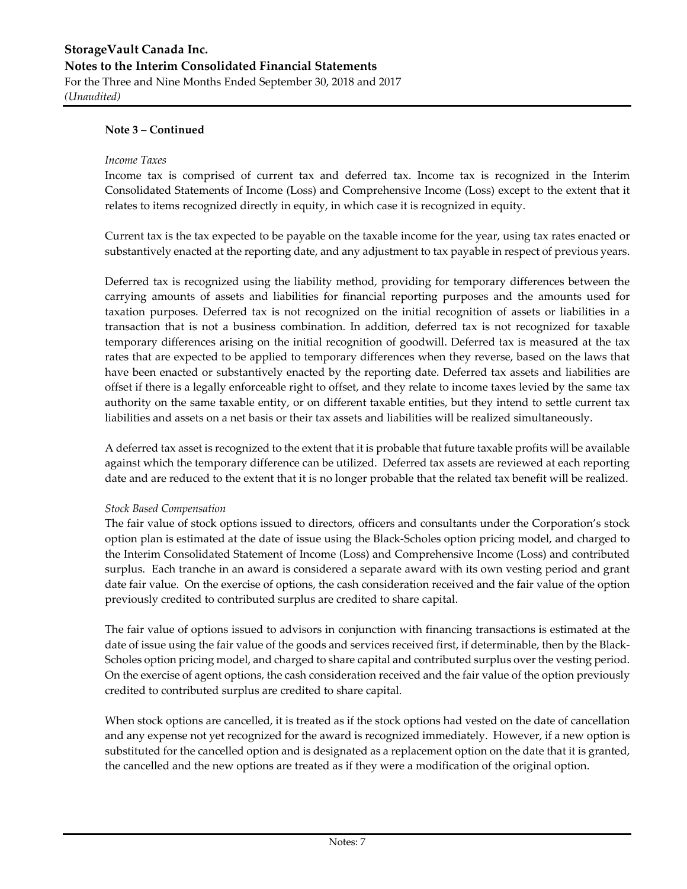**Note 3 – Continued**

*Income Taxes*

Income tax is comprised of current tax and deferred tax. Income tax is recognized in the Interim Consolidated Statements of Income (Loss) and Comprehensive Income (Loss) except to the extent that it relates to items recognized directly in equity, in which case it is recognized in equity.

Current tax is the tax expected to be payable on the taxable income for the year, using tax rates enacted or substantively enacted at the reporting date, and any adjustment to tax payable in respect of previous years.

Deferred tax is recognized using the liability method, providing for temporary differences between the carrying amounts of assets and liabilities for financial reporting purposes and the amounts used for taxation purposes. Deferred tax is not recognized on the initial recognition of assets or liabilities in a transaction that is not a business combination. In addition, deferred tax is not recognized for taxable temporary differences arising on the initial recognition of goodwill. Deferred tax is measured at the tax rates that are expected to be applied to temporary differences when they reverse, based on the laws that have been enacted or substantively enacted by the reporting date. Deferred tax assets and liabilities are offset if there is a legally enforceable right to offset, and they relate to income taxes levied by the same tax authority on the same taxable entity, or on different taxable entities, but they intend to settle current tax liabilities and assets on a net basis or their tax assets and liabilities will be realized simultaneously.

A deferred tax asset is recognized to the extent that it is probable that future taxable profits will be available against which the temporary difference can be utilized. Deferred tax assets are reviewed at each reporting date and are reduced to the extent that it is no longer probable that the related tax benefit will be realized.

*Stock Based Compensation*

The fair value of stock options issued to directors, officers and consultants under the Corporation's stock option plan is estimated at the date of issue using the Black-Scholes option pricing model, and charged to the Interim Consolidated Statement of Income (Loss) and Comprehensive Income (Loss) and contributed surplus. Each tranche in an award is considered a separate award with its own vesting period and grant date fair value. On the exercise of options, the cash consideration received and the fair value of the option previously credited to contributed surplus are credited to share capital.

The fair value of options issued to advisors in conjunction with financing transactions is estimated at the date of issue using the fair value of the goods and services received first, if determinable, then by the Black-Scholes option pricing model, and charged to share capital and contributed surplus over the vesting period. On the exercise of agent options, the cash consideration received and the fair value of the option previously credited to contributed surplus are credited to share capital.

When stock options are cancelled, it is treated as if the stock options had vested on the date of cancellation and any expense not yet recognized for the award is recognized immediately. However, if a new option is substituted for the cancelled option and is designated as a replacement option on the date that it is granted, the cancelled and the new options are treated as if they were a modification of the original option.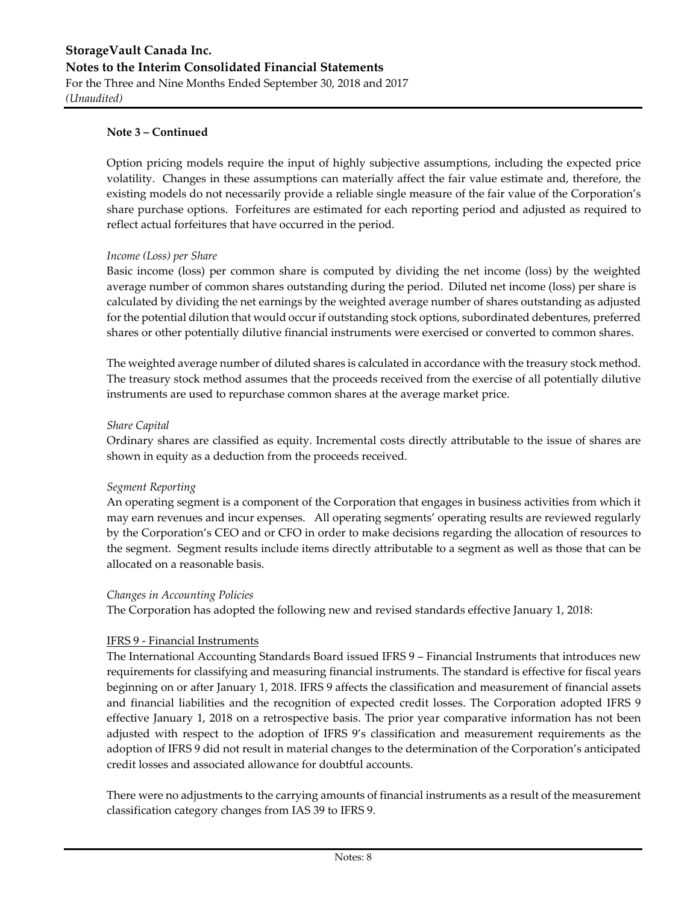**Note 3 – Continued**

Option pricing models require the input of highly subjective assumptions, including the expected price volatility. Changes in these assumptions can materially affect the fair value estimate and, therefore, the existing models do not necessarily provide a reliable single measure of the fair value of the Corporation's share purchase options. Forfeitures are estimated for each reporting period and adjusted as required to reflect actual forfeitures that have occurred in the period.

*Income (Loss) per Share*

Basic income (loss) per common share is computed by dividing the net income (loss) by the weighted average number of common shares outstanding during the period. Diluted net income (loss) per share is calculated by dividing the net earnings by the weighted average number of shares outstanding as adjusted for the potential dilution that would occur if outstanding stock options, subordinated debentures, preferred shares or other potentially dilutive financial instruments were exercised or converted to common shares.

The weighted average number of diluted shares is calculated in accordance with the treasury stock method. The treasury stock method assumes that the proceeds received from the exercise of all potentially dilutive instruments are used to repurchase common shares at the average market price.

*Share Capital*

Ordinary shares are classified as equity. Incremental costs directly attributable to the issue of shares are shown in equity as a deduction from the proceeds received.

*Segment Reporting*

An operating segment is a component of the Corporation that engages in business activities from which it may earn revenues and incur expenses. All operating segments' operating results are reviewed regularly by the Corporation's CEO and or CFO in order to make decisions regarding the allocation of resources to the segment. Segment results include items directly attributable to a segment as well as those that can be allocated on a reasonable basis.

*Changes in Accounting Policies*

The Corporation has adopted the following new and revised standards effective January 1, 2018:

<u>IFRS 9 - Financial Instruments</u>

The International Accounting Standards Board issued IFRS 9 – Financial Instruments that introduces new requirements for classifying and measuring financial instruments. The standard is effective for fiscal years beginning on or after January 1, 2018. IFRS 9 affects the classification and measurement of financial assets and financial liabilities and the recognition of expected credit losses. The Corporation adopted IFRS 9 effective January 1, 2018 on a retrospective basis. The prior year comparative information has not been adjusted with respect to the adoption of IFRS 9's classification and measurement requirements as the adoption of IFRS 9 did not result in material changes to the determination of the Corporation's anticipated credit losses and associated allowance for doubtful accounts.

There were no adjustments to the carrying amounts of financial instruments as a result of the measurement classification category changes from IAS 39 to IFRS 9.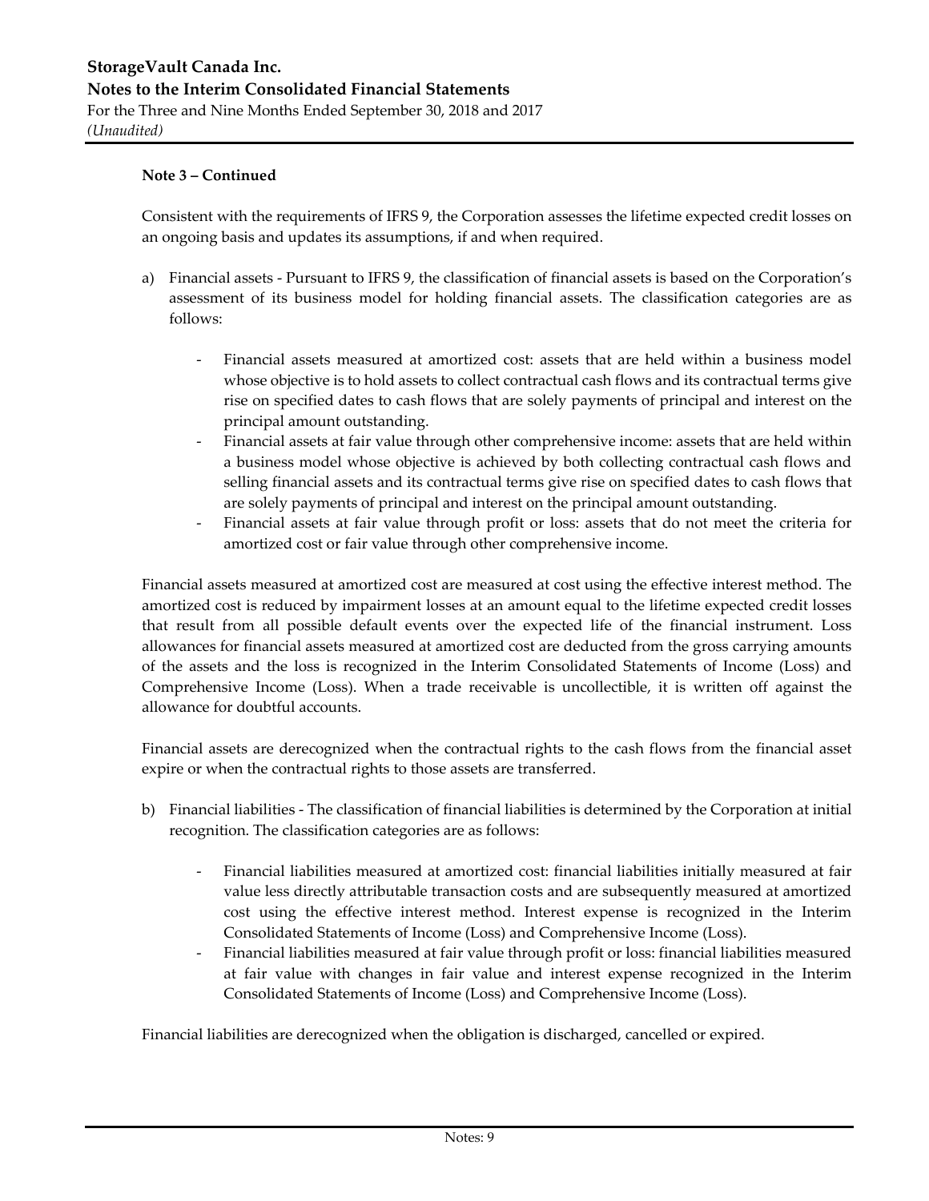**Note 3 – Continued**

Consistent with the requirements of IFRS 9, the Corporation assesses the lifetime expected credit losses on an ongoing basis and updates its assumptions, if and when required.

a) Financial assets - Pursuant to IFRS 9, the classification of financial assets is based on the Corporation's assessment of its business model for holding financial assets. The classification categories are as follows:

   - Financial assets measured at amortized cost: assets that are held within a business model whose objective is to hold assets to collect contractual cash flows and its contractual terms give rise on specified dates to cash flows that are solely payments of principal and interest on the principal amount outstanding.
   - Financial assets at fair value through other comprehensive income: assets that are held within a business model whose objective is achieved by both collecting contractual cash flows and selling financial assets and its contractual terms give rise on specified dates to cash flows that are solely payments of principal and interest on the principal amount outstanding.
   - Financial assets at fair value through profit or loss: assets that do not meet the criteria for amortized cost or fair value through other comprehensive income.

Financial assets measured at amortized cost are measured at cost using the effective interest method. The amortized cost is reduced by impairment losses at an amount equal to the lifetime expected credit losses that result from all possible default events over the expected life of the financial instrument. Loss allowances for financial assets measured at amortized cost are deducted from the gross carrying amounts of the assets and the loss is recognized in the Interim Consolidated Statements of Income (Loss) and Comprehensive Income (Loss). When a trade receivable is uncollectible, it is written off against the allowance for doubtful accounts.

Financial assets are derecognized when the contractual rights to the cash flows from the financial asset expire or when the contractual rights to those assets are transferred.

b) Financial liabilities - The classification of financial liabilities is determined by the Corporation at initial recognition. The classification categories are as follows:

   - Financial liabilities measured at amortized cost: financial liabilities initially measured at fair value less directly attributable transaction costs and are subsequently measured at amortized cost using the effective interest method. Interest expense is recognized in the Interim Consolidated Statements of Income (Loss) and Comprehensive Income (Loss).
   - Financial liabilities measured at fair value through profit or loss: financial liabilities measured at fair value with changes in fair value and interest expense recognized in the Interim Consolidated Statements of Income (Loss) and Comprehensive Income (Loss).

Financial liabilities are derecognized when the obligation is discharged, cancelled or expired.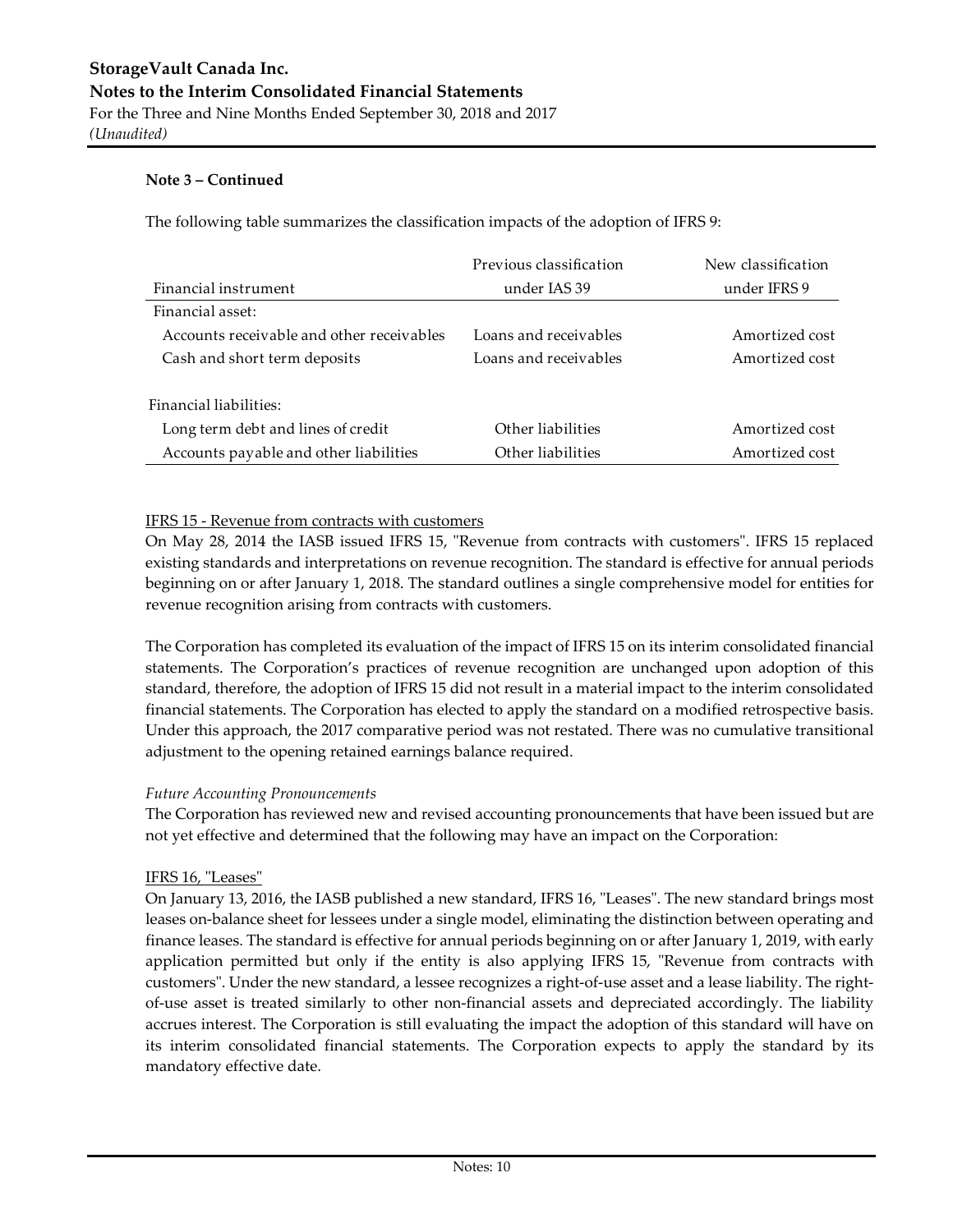**Note 3 – Continued**

The following table summarizes the classification impacts of the adoption of IFRS 9:

| Financial instrument | Previous classification under IAS 39 | New classification under IFRS 9 |
|---|---|---|
| Financial asset: | | |
| Accounts receivable and other receivables | Loans and receivables | Amortized cost |
| Cash and short term deposits | Loans and receivables | Amortized cost |
| Financial liabilities: | | |
| Long term debt and lines of credit | Other liabilities | Amortized cost |
| Accounts payable and other liabilities | Other liabilities | Amortized cost |

IFRS 15 - Revenue from contracts with customers

On May 28, 2014 the IASB issued IFRS 15, "Revenue from contracts with customers". IFRS 15 replaced existing standards and interpretations on revenue recognition. The standard is effective for annual periods beginning on or after January 1, 2018. The standard outlines a single comprehensive model for entities for revenue recognition arising from contracts with customers.

The Corporation has completed its evaluation of the impact of IFRS 15 on its interim consolidated financial statements. The Corporation's practices of revenue recognition are unchanged upon adoption of this standard, therefore, the adoption of IFRS 15 did not result in a material impact to the interim consolidated financial statements. The Corporation has elected to apply the standard on a modified retrospective basis. Under this approach, the 2017 comparative period was not restated. There was no cumulative transitional adjustment to the opening retained earnings balance required.

*Future Accounting Pronouncements*

The Corporation has reviewed new and revised accounting pronouncements that have been issued but are not yet effective and determined that the following may have an impact on the Corporation:

IFRS 16, "Leases"

On January 13, 2016, the IASB published a new standard, IFRS 16, "Leases". The new standard brings most leases on-balance sheet for lessees under a single model, eliminating the distinction between operating and finance leases. The standard is effective for annual periods beginning on or after January 1, 2019, with early application permitted but only if the entity is also applying IFRS 15, "Revenue from contracts with customers". Under the new standard, a lessee recognizes a right-of-use asset and a lease liability. The right-of-use asset is treated similarly to other non-financial assets and depreciated accordingly. The liability accrues interest. The Corporation is still evaluating the impact the adoption of this standard will have on its interim consolidated financial statements. The Corporation expects to apply the standard by its mandatory effective date.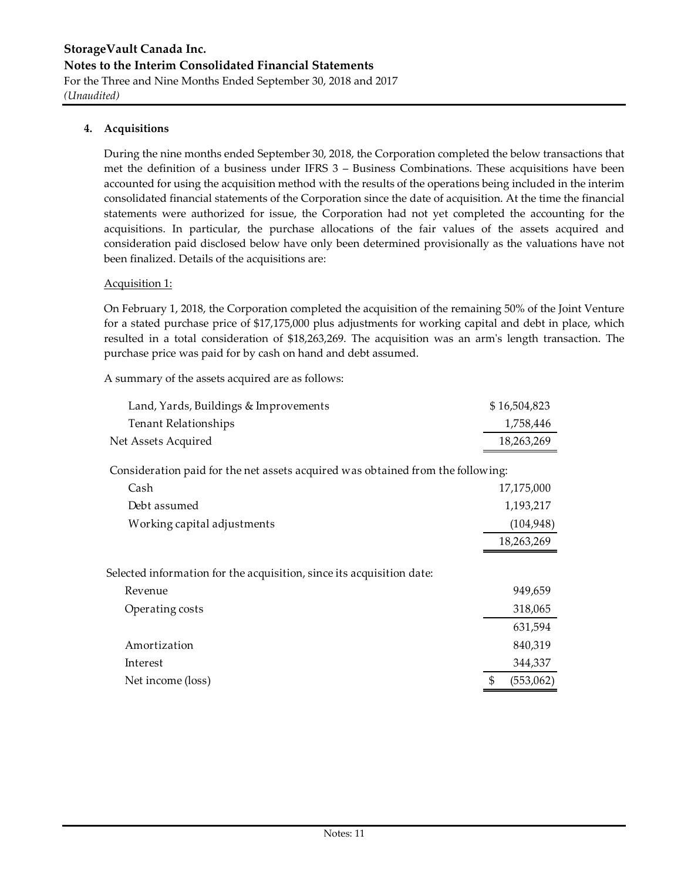## 4. Acquisitions

During the nine months ended September 30, 2018, the Corporation completed the below transactions that met the definition of a business under IFRS 3 – Business Combinations. These acquisitions have been accounted for using the acquisition method with the results of the operations being included in the interim consolidated financial statements of the Corporation since the date of acquisition. At the time the financial statements were authorized for issue, the Corporation had not yet completed the accounting for the acquisitions. In particular, the purchase allocations of the fair values of the assets acquired and consideration paid disclosed below have only been determined provisionally as the valuations have not been finalized. Details of the acquisitions are:

Acquisition 1:

On February 1, 2018, the Corporation completed the acquisition of the remaining 50% of the Joint Venture for a stated purchase price of $17,175,000 plus adjustments for working capital and debt in place, which resulted in a total consideration of $18,263,269. The acquisition was an arm's length transaction. The purchase price was paid for by cash on hand and debt assumed.

A summary of the assets acquired are as follows:

| | |
|---|---|
| Land, Yards, Buildings & Improvements | $ 16,504,823 |
| Tenant Relationships | 1,758,446 |
| Net Assets Acquired | 18,263,269 |

Consideration paid for the net assets acquired was obtained from the following:

| | |
|---|---|
| Cash | 17,175,000 |
| Debt assumed | 1,193,217 |
| Working capital adjustments | (104,948) |
| | 18,263,269 |

Selected information for the acquisition, since its acquisition date:

| | |
|---|---|
| Revenue | 949,659 |
| Operating costs | 318,065 |
| | 631,594 |
| Amortization | 840,319 |
| Interest | 344,337 |
| Net income (loss) | $ (553,062) |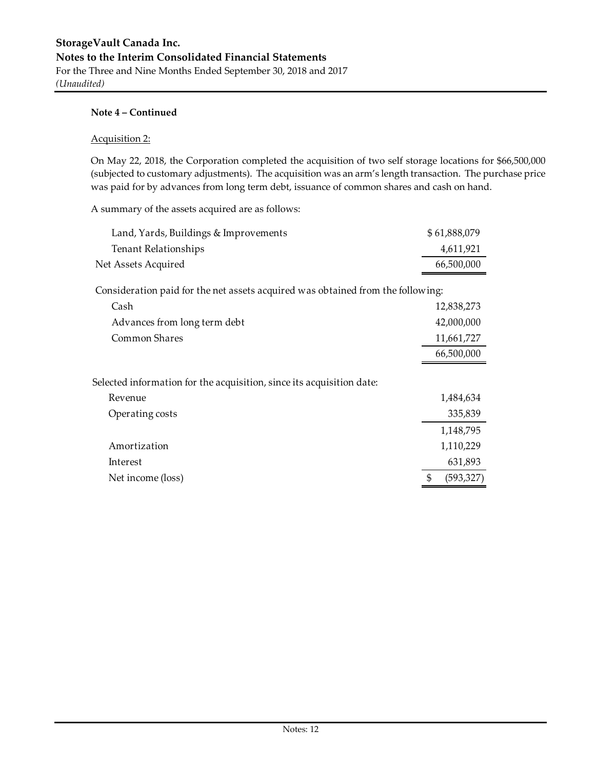**Note 4 – Continued**

Acquisition 2:

On May 22, 2018, the Corporation completed the acquisition of two self storage locations for $66,500,000 (subjected to customary adjustments). The acquisition was an arm's length transaction. The purchase price was paid for by advances from long term debt, issuance of common shares and cash on hand.

A summary of the assets acquired are as follows:

| | |
|---|---|
| Land, Yards, Buildings & Improvements | $ 61,888,079 |
| Tenant Relationships | 4,611,921 |
| Net Assets Acquired | 66,500,000 |

Consideration paid for the net assets acquired was obtained from the following:

| | |
|---|---|
| Cash | 12,838,273 |
| Advances from long term debt | 42,000,000 |
| Common Shares | 11,661,727 |
| | 66,500,000 |

Selected information for the acquisition, since its acquisition date:

| | |
|---|---|
| Revenue | 1,484,634 |
| Operating costs | 335,839 |
| | 1,148,795 |
| Amortization | 1,110,229 |
| Interest | 631,893 |
| Net income (loss) | $ (593,327) |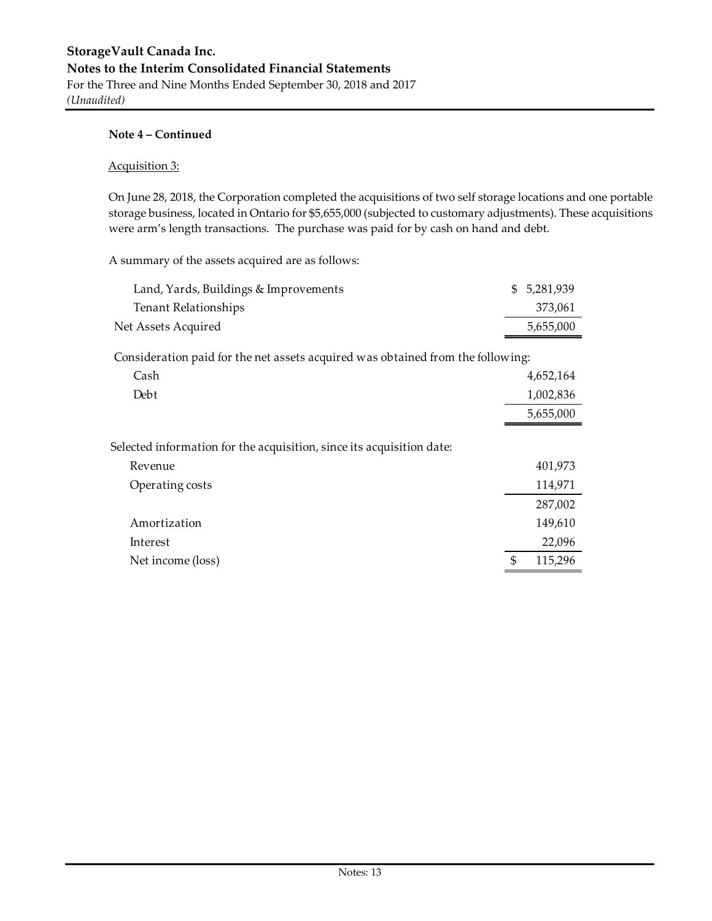**Note 4 – Continued**

Acquisition 3:

On June 28, 2018, the Corporation completed the acquisitions of two self storage locations and one portable storage business, located in Ontario for $5,655,000 (subjected to customary adjustments). These acquisitions were arm's length transactions. The purchase was paid for by cash on hand and debt.

A summary of the assets acquired are as follows:

| | |
|---|---|
| Land, Yards, Buildings & Improvements | $ 5,281,939 |
| Tenant Relationships | 373,061 |
| Net Assets Acquired | 5,655,000 |

Consideration paid for the net assets acquired was obtained from the following:

| | |
|---|---|
| Cash | 4,652,164 |
| Debt | 1,002,836 |
| | 5,655,000 |

Selected information for the acquisition, since its acquisition date:

| | |
|---|---|
| Revenue | 401,973 |
| Operating costs | 114,971 |
| | 287,002 |
| Amortization | 149,610 |
| Interest | 22,096 |
| Net income (loss) | $ 115,296 |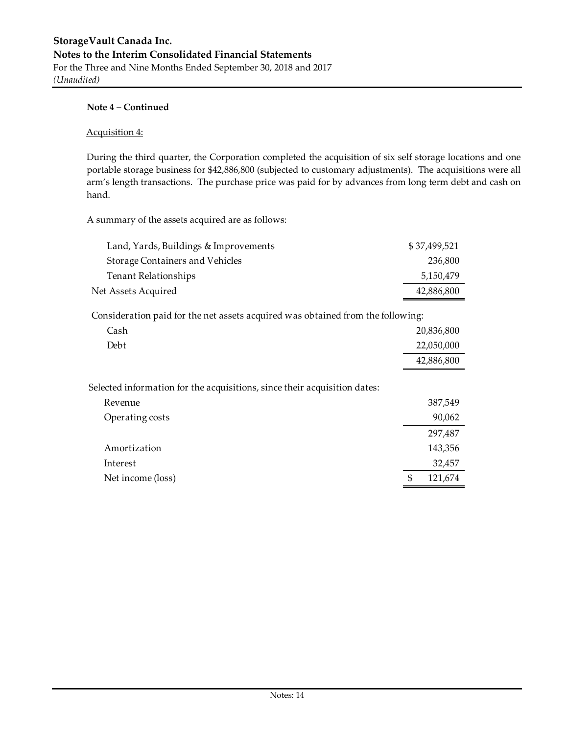**Note 4 – Continued**

Acquisition 4:

During the third quarter, the Corporation completed the acquisition of six self storage locations and one portable storage business for $42,886,800 (subjected to customary adjustments). The acquisitions were all arm's length transactions. The purchase price was paid for by advances from long term debt and cash on hand.

A summary of the assets acquired are as follows:

| | |
|---|---|
| Land, Yards, Buildings & Improvements | $ 37,499,521 |
| Storage Containers and Vehicles | 236,800 |
| Tenant Relationships | 5,150,479 |
| Net Assets Acquired | 42,886,800 |

Consideration paid for the net assets acquired was obtained from the following:

| | |
|---|---|
| Cash | 20,836,800 |
| Debt | 22,050,000 |
| | 42,886,800 |

Selected information for the acquisitions, since their acquisition dates:

| | |
|---|---|
| Revenue | 387,549 |
| Operating costs | 90,062 |
| | 297,487 |
| Amortization | 143,356 |
| Interest | 32,457 |
| Net income (loss) | $ 121,674 |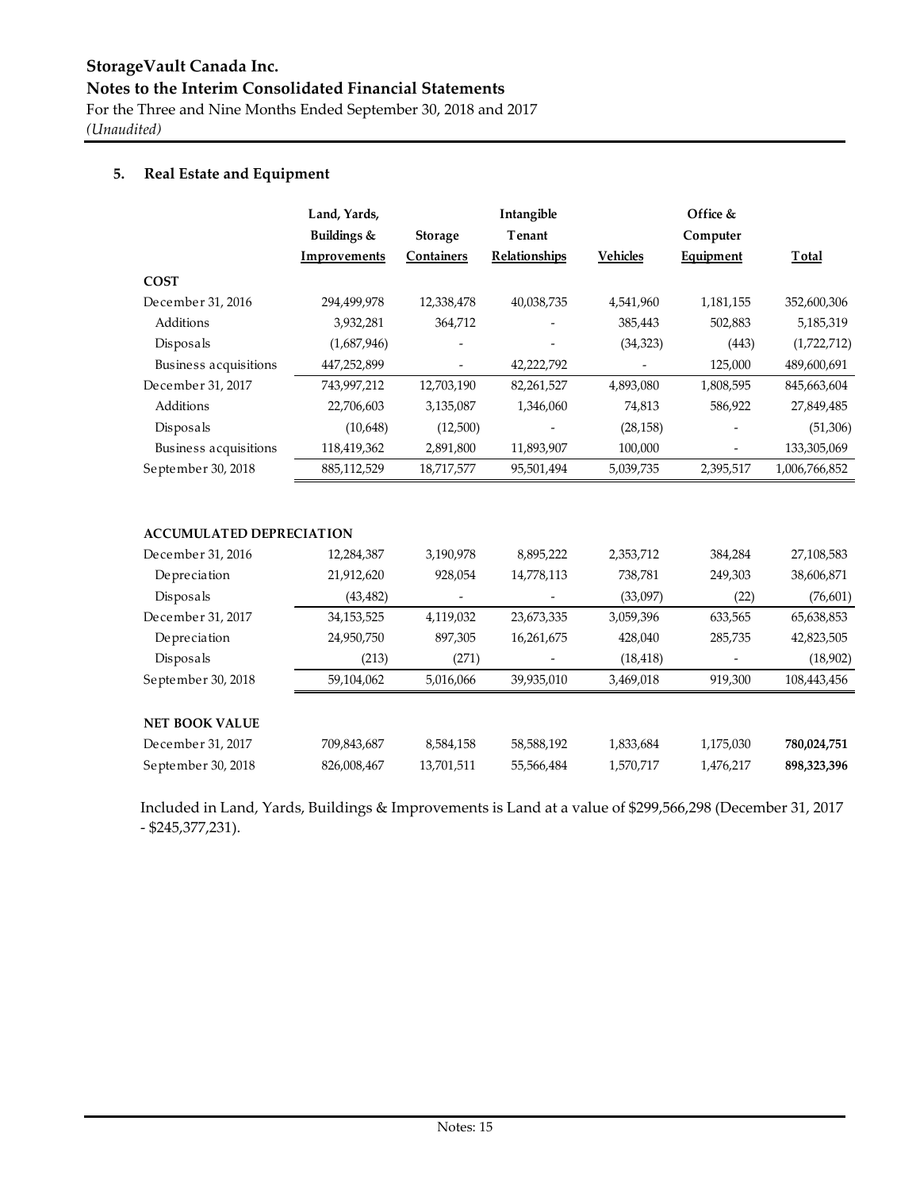## 5. Real Estate and Equipment

| | Land, Yards, Buildings & Improvements | Storage Containers | Intangible Tenant Relationships | Vehicles | Office & Computer Equipment | Total |
|---|---|---|---|---|---|---|
| **COST** | | | | | | |
| December 31, 2016 | 294,499,978 | 12,338,478 | 40,038,735 | 4,541,960 | 1,181,155 | 352,600,306 |
| Additions | 3,932,281 | 364,712 | - | 385,443 | 502,883 | 5,185,319 |
| Disposals | (1,687,946) | - | - | (34,323) | (443) | (1,722,712) |
| Business acquisitions | 447,252,899 | - | 42,222,792 | - | 125,000 | 489,600,691 |
| December 31, 2017 | 743,997,212 | 12,703,190 | 82,261,527 | 4,893,080 | 1,808,595 | 845,663,604 |
| Additions | 22,706,603 | 3,135,087 | 1,346,060 | 74,813 | 586,922 | 27,849,485 |
| Disposals | (10,648) | (12,500) | - | (28,158) | - | (51,306) |
| Business acquisitions | 118,419,362 | 2,891,800 | 11,893,907 | 100,000 | - | 133,305,069 |
| September 30, 2018 | 885,112,529 | 18,717,577 | 95,501,494 | 5,039,735 | 2,395,517 | 1,006,766,852 |
| | | | | | | |
| **ACCUMULATED DEPRECIATION** | | | | | | |
| December 31, 2016 | 12,284,387 | 3,190,978 | 8,895,222 | 2,353,712 | 384,284 | 27,108,583 |
| Depreciation | 21,912,620 | 928,054 | 14,778,113 | 738,781 | 249,303 | 38,606,871 |
| Disposals | (43,482) | - | - | (33,097) | (22) | (76,601) |
| December 31, 2017 | 34,153,525 | 4,119,032 | 23,673,335 | 3,059,396 | 633,565 | 65,638,853 |
| Depreciation | 24,950,750 | 897,305 | 16,261,675 | 428,040 | 285,735 | 42,823,505 |
| Disposals | (213) | (271) | - | (18,418) | - | (18,902) |
| September 30, 2018 | 59,104,062 | 5,016,066 | 39,935,010 | 3,469,018 | 919,300 | 108,443,456 |
| | | | | | | |
| **NET BOOK VALUE** | | | | | | |
| December 31, 2017 | 709,843,687 | 8,584,158 | 58,588,192 | 1,833,684 | 1,175,030 | **780,024,751** |
| September 30, 2018 | 826,008,467 | 13,701,511 | 55,566,484 | 1,570,717 | 1,476,217 | **898,323,396** |

Included in Land, Yards, Buildings & Improvements is Land at a value of $299,566,298 (December 31, 2017 - $245,377,231).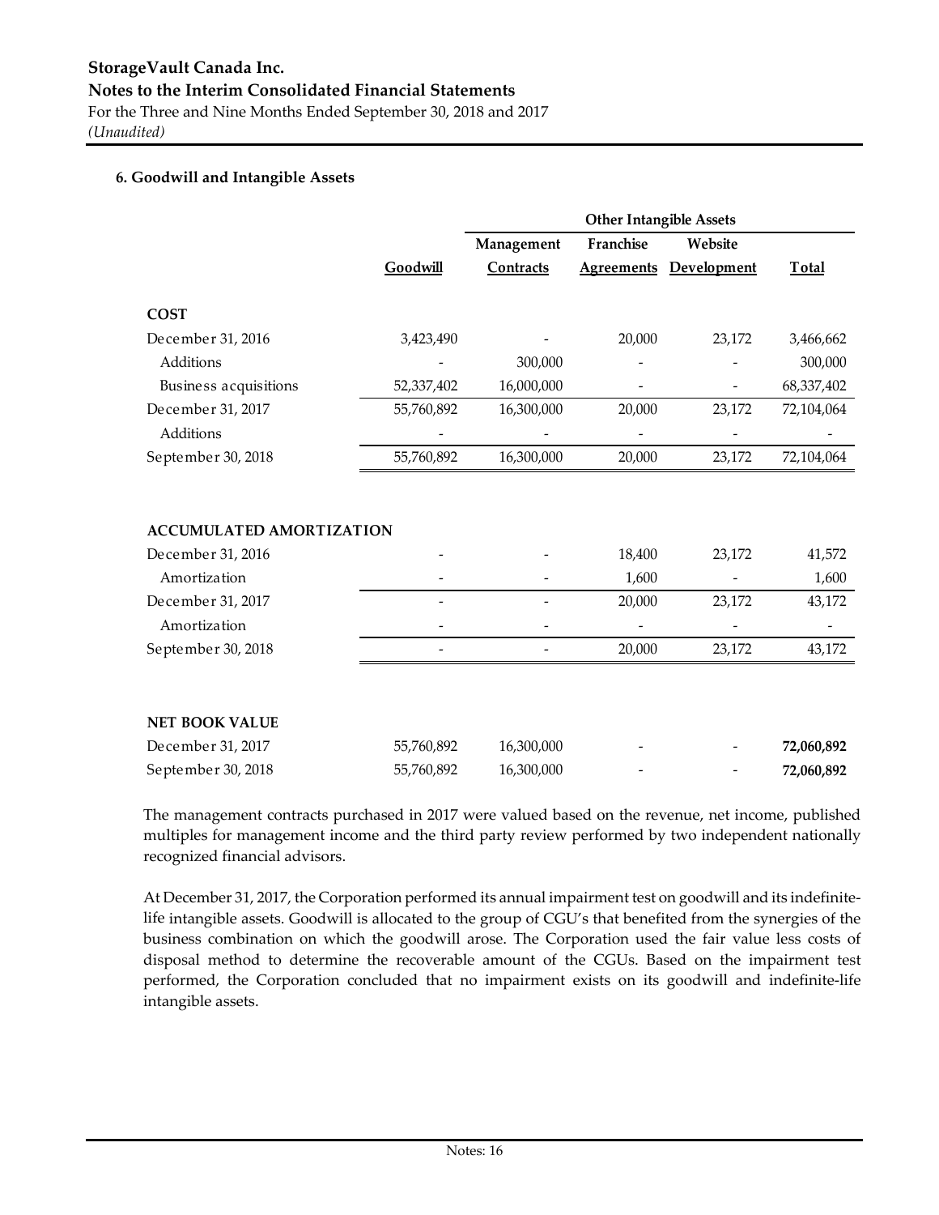### 6. Goodwill and Intangible Assets

| | | Other Intangible Assets | | | |
|---|---|---|---|---|---|
| | Goodwill | Management Contracts | Franchise Agreements | Website Development | Total |
| **COST** | | | | | |
| December 31, 2016 | 3,423,490 | - | 20,000 | 23,172 | 3,466,662 |
| Additions | - | 300,000 | - | - | 300,000 |
| Business acquisitions | 52,337,402 | 16,000,000 | - | - | 68,337,402 |
| December 31, 2017 | 55,760,892 | 16,300,000 | 20,000 | 23,172 | 72,104,064 |
| Additions | - | - | - | - | - |
| September 30, 2018 | 55,760,892 | 16,300,000 | 20,000 | 23,172 | 72,104,064 |
| **ACCUMULATED AMORTIZATION** | | | | | |
| December 31, 2016 | - | - | 18,400 | 23,172 | 41,572 |
| Amortization | - | - | 1,600 | - | 1,600 |
| December 31, 2017 | - | - | 20,000 | 23,172 | 43,172 |
| Amortization | - | - | - | - | - |
| September 30, 2018 | - | - | 20,000 | 23,172 | 43,172 |
| **NET BOOK VALUE** | | | | | |
| December 31, 2017 | 55,760,892 | 16,300,000 | - | - | **72,060,892** |
| September 30, 2018 | 55,760,892 | 16,300,000 | - | - | **72,060,892** |

The management contracts purchased in 2017 were valued based on the revenue, net income, published multiples for management income and the third party review performed by two independent nationally recognized financial advisors.

At December 31, 2017, the Corporation performed its annual impairment test on goodwill and its indefinite-life intangible assets. Goodwill is allocated to the group of CGU's that benefited from the synergies of the business combination on which the goodwill arose. The Corporation used the fair value less costs of disposal method to determine the recoverable amount of the CGUs. Based on the impairment test performed, the Corporation concluded that no impairment exists on its goodwill and indefinite-life intangible assets.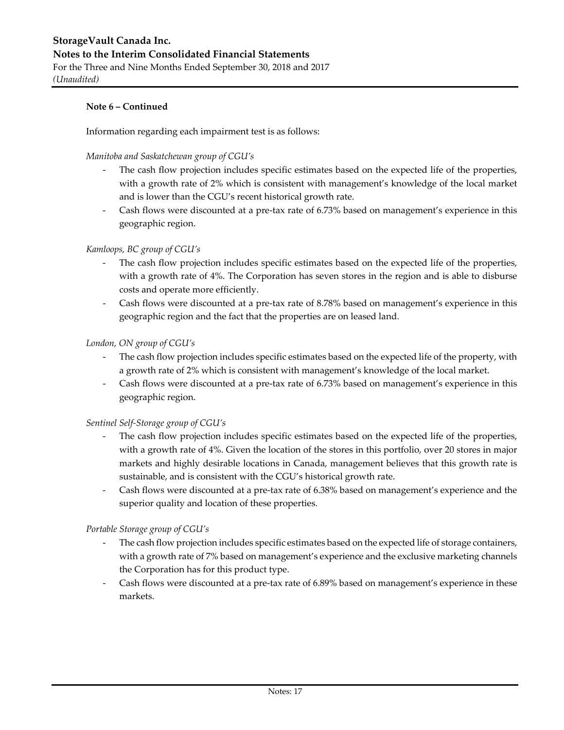**Note 6 – Continued**

Information regarding each impairment test is as follows:

*Manitoba and Saskatchewan group of CGU's*

- The cash flow projection includes specific estimates based on the expected life of the properties, with a growth rate of 2% which is consistent with management's knowledge of the local market and is lower than the CGU's recent historical growth rate.
- Cash flows were discounted at a pre-tax rate of 6.73% based on management's experience in this geographic region.

*Kamloops, BC group of CGU's*

- The cash flow projection includes specific estimates based on the expected life of the properties, with a growth rate of 4%. The Corporation has seven stores in the region and is able to disburse costs and operate more efficiently.
- Cash flows were discounted at a pre-tax rate of 8.78% based on management's experience in this geographic region and the fact that the properties are on leased land.

*London, ON group of CGU's*

- The cash flow projection includes specific estimates based on the expected life of the property, with a growth rate of 2% which is consistent with management's knowledge of the local market.
- Cash flows were discounted at a pre-tax rate of 6.73% based on management's experience in this geographic region.

*Sentinel Self-Storage group of CGU's*

- The cash flow projection includes specific estimates based on the expected life of the properties, with a growth rate of 4%. Given the location of the stores in this portfolio, over 20 stores in major markets and highly desirable locations in Canada, management believes that this growth rate is sustainable, and is consistent with the CGU's historical growth rate.
- Cash flows were discounted at a pre-tax rate of 6.38% based on management's experience and the superior quality and location of these properties.

*Portable Storage group of CGU's*

- The cash flow projection includes specific estimates based on the expected life of storage containers, with a growth rate of 7% based on management's experience and the exclusive marketing channels the Corporation has for this product type.
- Cash flows were discounted at a pre-tax rate of 6.89% based on management's experience in these markets.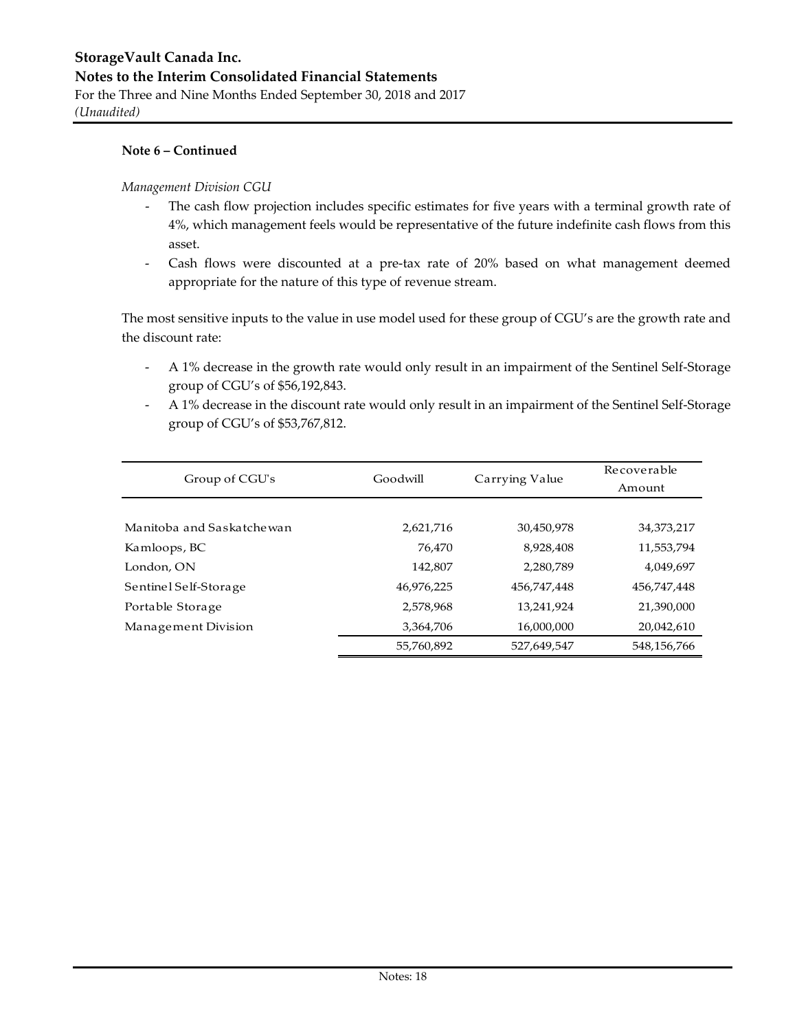**Note 6 – Continued**

*Management Division CGU*

- The cash flow projection includes specific estimates for five years with a terminal growth rate of 4%, which management feels would be representative of the future indefinite cash flows from this asset.
- Cash flows were discounted at a pre-tax rate of 20% based on what management deemed appropriate for the nature of this type of revenue stream.

The most sensitive inputs to the value in use model used for these group of CGU's are the growth rate and the discount rate:

- A 1% decrease in the growth rate would only result in an impairment of the Sentinel Self-Storage group of CGU's of $56,192,843.
- A 1% decrease in the discount rate would only result in an impairment of the Sentinel Self-Storage group of CGU's of $53,767,812.

| Group of CGU's | Goodwill | Carrying Value | Recoverable Amount |
|---|---|---|---|
| Manitoba and Saskatchewan | 2,621,716 | 30,450,978 | 34,373,217 |
| Kamloops, BC | 76,470 | 8,928,408 | 11,553,794 |
| London, ON | 142,807 | 2,280,789 | 4,049,697 |
| Sentinel Self-Storage | 46,976,225 | 456,747,448 | 456,747,448 |
| Portable Storage | 2,578,968 | 13,241,924 | 21,390,000 |
| Management Division | 3,364,706 | 16,000,000 | 20,042,610 |
| | 55,760,892 | 527,649,547 | 548,156,766 |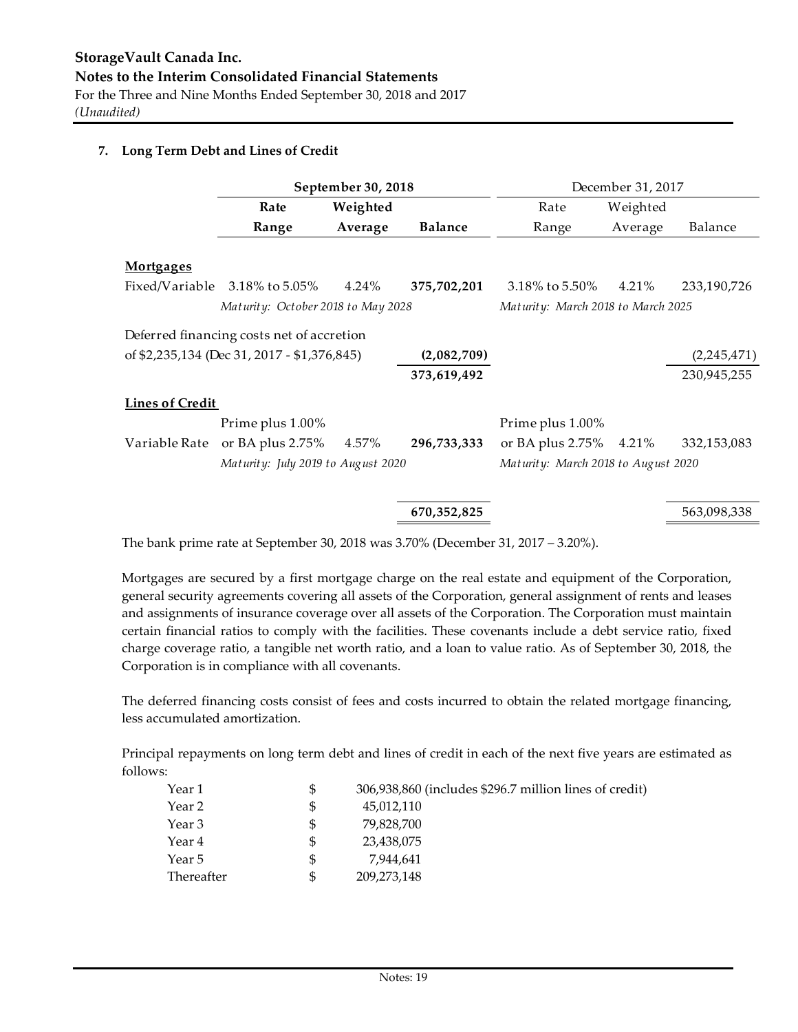## 7. Long Term Debt and Lines of Credit

| | September 30, 2018 | | | December 31, 2017 | | |
|---|---|---|---|---|---|---|
| | **Rate Range** | **Weighted Average** | **Balance** | Rate Range | Weighted Average | Balance |
| **Mortgages** | | | | | | |
| Fixed/Variable | 3.18% to 5.05% | 4.24% | **375,702,201** | 3.18% to 5.50% | 4.21% | 233,190,726 |
| | *Maturity: October 2018 to May 2028* | | | *Maturity: March 2018 to March 2025* | | |
| Deferred financing costs net of accretion of $2,235,134 (Dec 31, 2017 - $1,376,845) | | | **(2,082,709)** | | | (2,245,471) |
| | | | **373,619,492** | | | 230,945,255 |
| **Lines of Credit** | | | | | | |
| Variable Rate | Prime plus 1.00% or BA plus 2.75% | 4.57% | **296,733,333** | Prime plus 1.00% or BA plus 2.75% | 4.21% | 332,153,083 |
| | *Maturity: July 2019 to August 2020* | | | *Maturity: March 2018 to August 2020* | | |
| | | | **670,352,825** | | | 563,098,338 |

The bank prime rate at September 30, 2018 was 3.70% (December 31, 2017 – 3.20%).

Mortgages are secured by a first mortgage charge on the real estate and equipment of the Corporation, general security agreements covering all assets of the Corporation, general assignment of rents and leases and assignments of insurance coverage over all assets of the Corporation. The Corporation must maintain certain financial ratios to comply with the facilities. These covenants include a debt service ratio, fixed charge coverage ratio, a tangible net worth ratio, and a loan to value ratio. As of September 30, 2018, the Corporation is in compliance with all covenants.

The deferred financing costs consist of fees and costs incurred to obtain the related mortgage financing, less accumulated amortization.

Principal repayments on long term debt and lines of credit in each of the next five years are estimated as follows:

| | | |
|---|---|---|
| Year 1 | $ | 306,938,860 (includes $296.7 million lines of credit) |
| Year 2 | $ | 45,012,110 |
| Year 3 | $ | 79,828,700 |
| Year 4 | $ | 23,438,075 |
| Year 5 | $ | 7,944,641 |
| Thereafter | $ | 209,273,148 |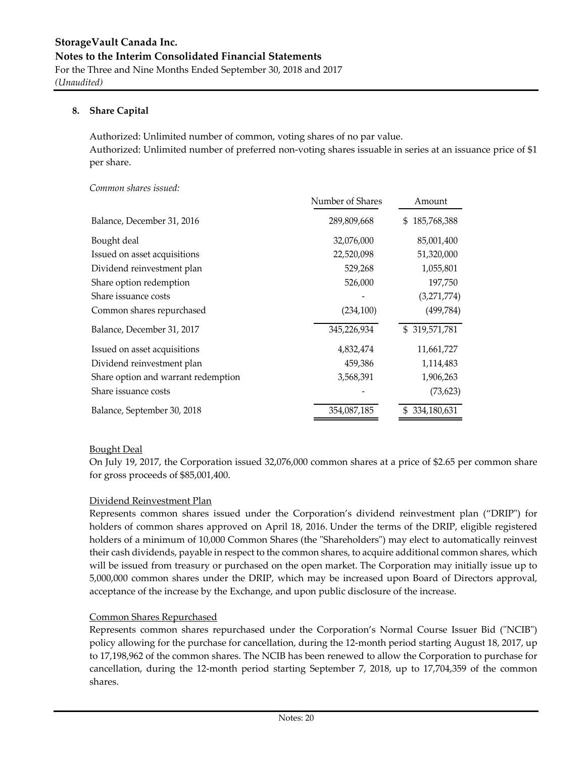## 8. Share Capital

Authorized: Unlimited number of common, voting shares of no par value.
Authorized: Unlimited number of preferred non-voting shares issuable in series at an issuance price of $1 per share.

*Common shares issued:*

| | Number of Shares | Amount |
|---|---|---|
| Balance, December 31, 2016 | 289,809,668 | $ 185,768,388 |
| Bought deal | 32,076,000 | 85,001,400 |
| Issued on asset acquisitions | 22,520,098 | 51,320,000 |
| Dividend reinvestment plan | 529,268 | 1,055,801 |
| Share option redemption | 526,000 | 197,750 |
| Share issuance costs | - | (3,271,774) |
| Common shares repurchased | (234,100) | (499,784) |
| Balance, December 31, 2017 | 345,226,934 | $ 319,571,781 |
| Issued on asset acquisitions | 4,832,474 | 11,661,727 |
| Dividend reinvestment plan | 459,386 | 1,114,483 |
| Share option and warrant redemption | 3,568,391 | 1,906,263 |
| Share issuance costs | - | (73,623) |
| Balance, September 30, 2018 | 354,087,185 | $ 334,180,631 |

<u>Bought Deal</u>

On July 19, 2017, the Corporation issued 32,076,000 common shares at a price of $2.65 per common share for gross proceeds of $85,001,400.

<u>Dividend Reinvestment Plan</u>

Represents common shares issued under the Corporation's dividend reinvestment plan ("DRIP") for holders of common shares approved on April 18, 2016. Under the terms of the DRIP, eligible registered holders of a minimum of 10,000 Common Shares (the "Shareholders") may elect to automatically reinvest their cash dividends, payable in respect to the common shares, to acquire additional common shares, which will be issued from treasury or purchased on the open market. The Corporation may initially issue up to 5,000,000 common shares under the DRIP, which may be increased upon Board of Directors approval, acceptance of the increase by the Exchange, and upon public disclosure of the increase.

<u>Common Shares Repurchased</u>

Represents common shares repurchased under the Corporation's Normal Course Issuer Bid ("NCIB") policy allowing for the purchase for cancellation, during the 12-month period starting August 18, 2017, up to 17,198,962 of the common shares. The NCIB has been renewed to allow the Corporation to purchase for cancellation, during the 12-month period starting September 7, 2018, up to 17,704,359 of the common shares.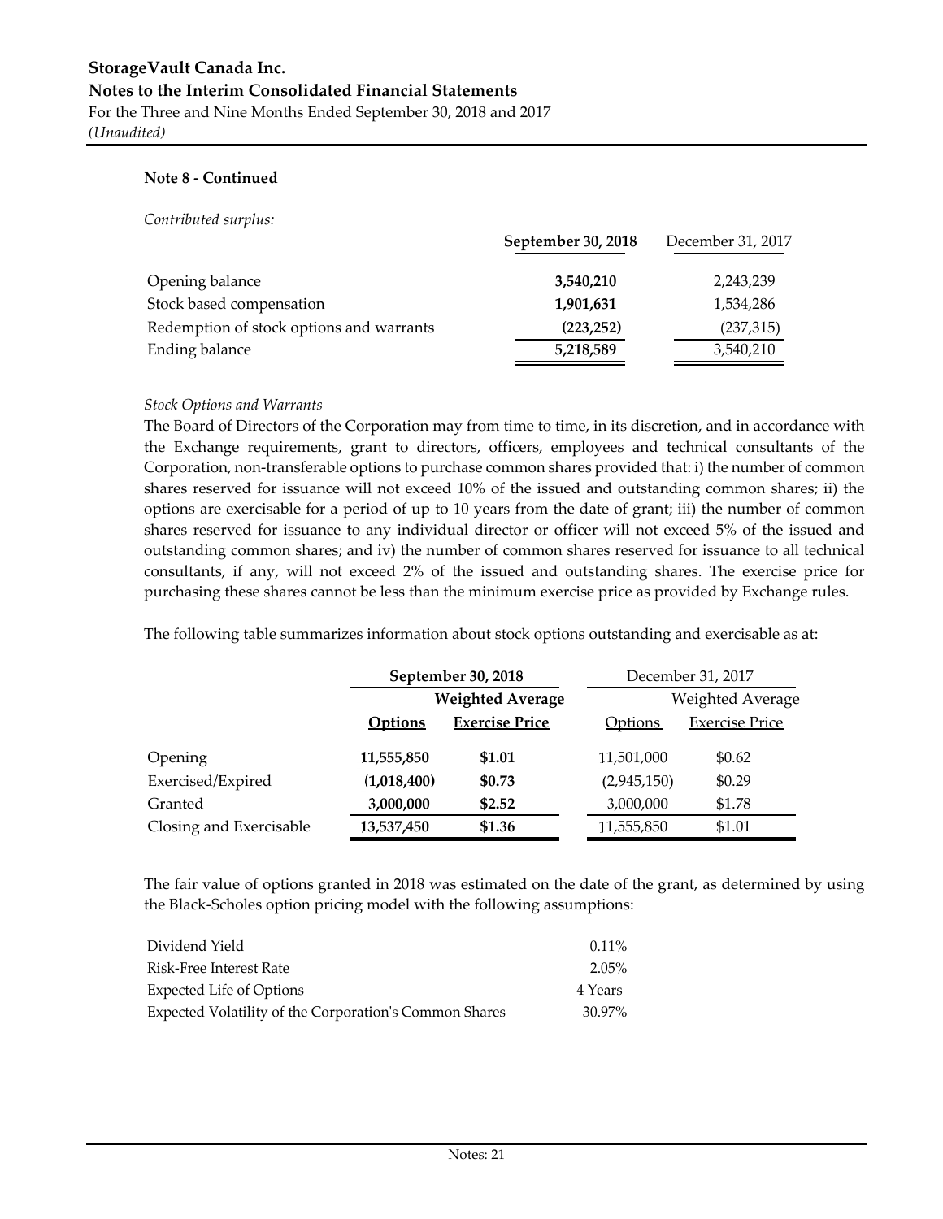**Note 8 - Continued**

*Contributed surplus:*

| | **September 30, 2018** | December 31, 2017 |
|---|---|---|
| Opening balance | **3,540,210** | 2,243,239 |
| Stock based compensation | **1,901,631** | 1,534,286 |
| Redemption of stock options and warrants | **(223,252)** | (237,315) |
| Ending balance | **5,218,589** | 3,540,210 |

*Stock Options and Warrants*

The Board of Directors of the Corporation may from time to time, in its discretion, and in accordance with the Exchange requirements, grant to directors, officers, employees and technical consultants of the Corporation, non-transferable options to purchase common shares provided that: i) the number of common shares reserved for issuance will not exceed 10% of the issued and outstanding common shares; ii) the options are exercisable for a period of up to 10 years from the date of grant; iii) the number of common shares reserved for issuance to any individual director or officer will not exceed 5% of the issued and outstanding common shares; and iv) the number of common shares reserved for issuance to all technical consultants, if any, will not exceed 2% of the issued and outstanding shares. The exercise price for purchasing these shares cannot be less than the minimum exercise price as provided by Exchange rules.

The following table summarizes information about stock options outstanding and exercisable as at:

| | **September 30, 2018** | | December 31, 2017 | |
|---|---|---|---|---|
| | | **Weighted Average** | | Weighted Average |
| | **Options** | **Exercise Price** | Options | Exercise Price |
| Opening | **11,555,850** | **$1.01** | 11,501,000 | $0.62 |
| Exercised/Expired | **(1,018,400)** | **$0.73** | (2,945,150) | $0.29 |
| Granted | **3,000,000** | **$2.52** | 3,000,000 | $1.78 |
| Closing and Exercisable | **13,537,450** | **$1.36** | 11,555,850 | $1.01 |

The fair value of options granted in 2018 was estimated on the date of the grant, as determined by using the Black-Scholes option pricing model with the following assumptions:

| | |
|---|---|
| Dividend Yield | 0.11% |
| Risk-Free Interest Rate | 2.05% |
| Expected Life of Options | 4 Years |
| Expected Volatility of the Corporation's Common Shares | 30.97% |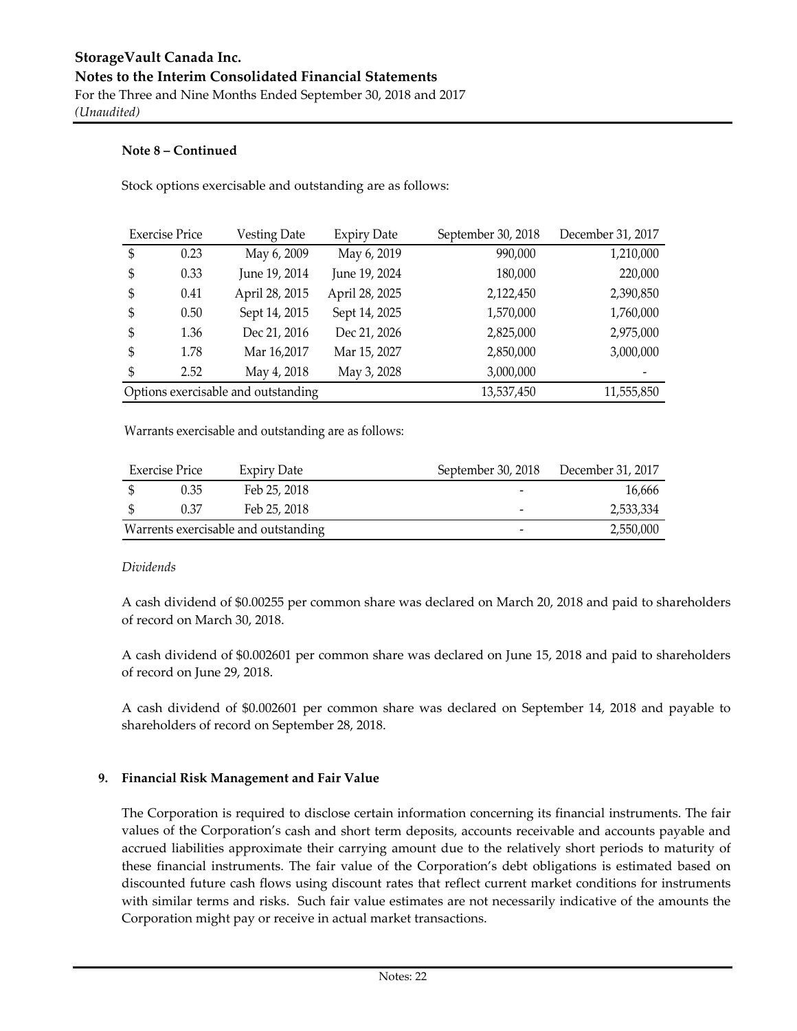**Note 8 – Continued**

Stock options exercisable and outstanding are as follows:

| Exercise Price | Vesting Date | Expiry Date | September 30, 2018 | December 31, 2017 |
|---|---|---|---|---|
| $ 0.23 | May 6, 2009 | May 6, 2019 | 990,000 | 1,210,000 |
| $ 0.33 | June 19, 2014 | June 19, 2024 | 180,000 | 220,000 |
| $ 0.41 | April 28, 2015 | April 28, 2025 | 2,122,450 | 2,390,850 |
| $ 0.50 | Sept 14, 2015 | Sept 14, 2025 | 1,570,000 | 1,760,000 |
| $ 1.36 | Dec 21, 2016 | Dec 21, 2026 | 2,825,000 | 2,975,000 |
| $ 1.78 | Mar 16,2017 | Mar 15, 2027 | 2,850,000 | 3,000,000 |
| $ 2.52 | May 4, 2018 | May 3, 2028 | 3,000,000 | - |
| Options exercisable and outstanding | | | 13,537,450 | 11,555,850 |

Warrants exercisable and outstanding are as follows:

| Exercise Price | Expiry Date | September 30, 2018 | December 31, 2017 |
|---|---|---|---|
| $ 0.35 | Feb 25, 2018 | - | 16,666 |
| $ 0.37 | Feb 25, 2018 | - | 2,533,334 |
| Warrents exercisable and outstanding | | - | 2,550,000 |

*Dividends*

A cash dividend of $0.00255 per common share was declared on March 20, 2018 and paid to shareholders of record on March 30, 2018.

A cash dividend of $0.002601 per common share was declared on June 15, 2018 and paid to shareholders of record on June 29, 2018.

A cash dividend of $0.002601 per common share was declared on September 14, 2018 and payable to shareholders of record on September 28, 2018.

## 9. Financial Risk Management and Fair Value

The Corporation is required to disclose certain information concerning its financial instruments. The fair values of the Corporation's cash and short term deposits, accounts receivable and accounts payable and accrued liabilities approximate their carrying amount due to the relatively short periods to maturity of these financial instruments. The fair value of the Corporation's debt obligations is estimated based on discounted future cash flows using discount rates that reflect current market conditions for instruments with similar terms and risks. Such fair value estimates are not necessarily indicative of the amounts the Corporation might pay or receive in actual market transactions.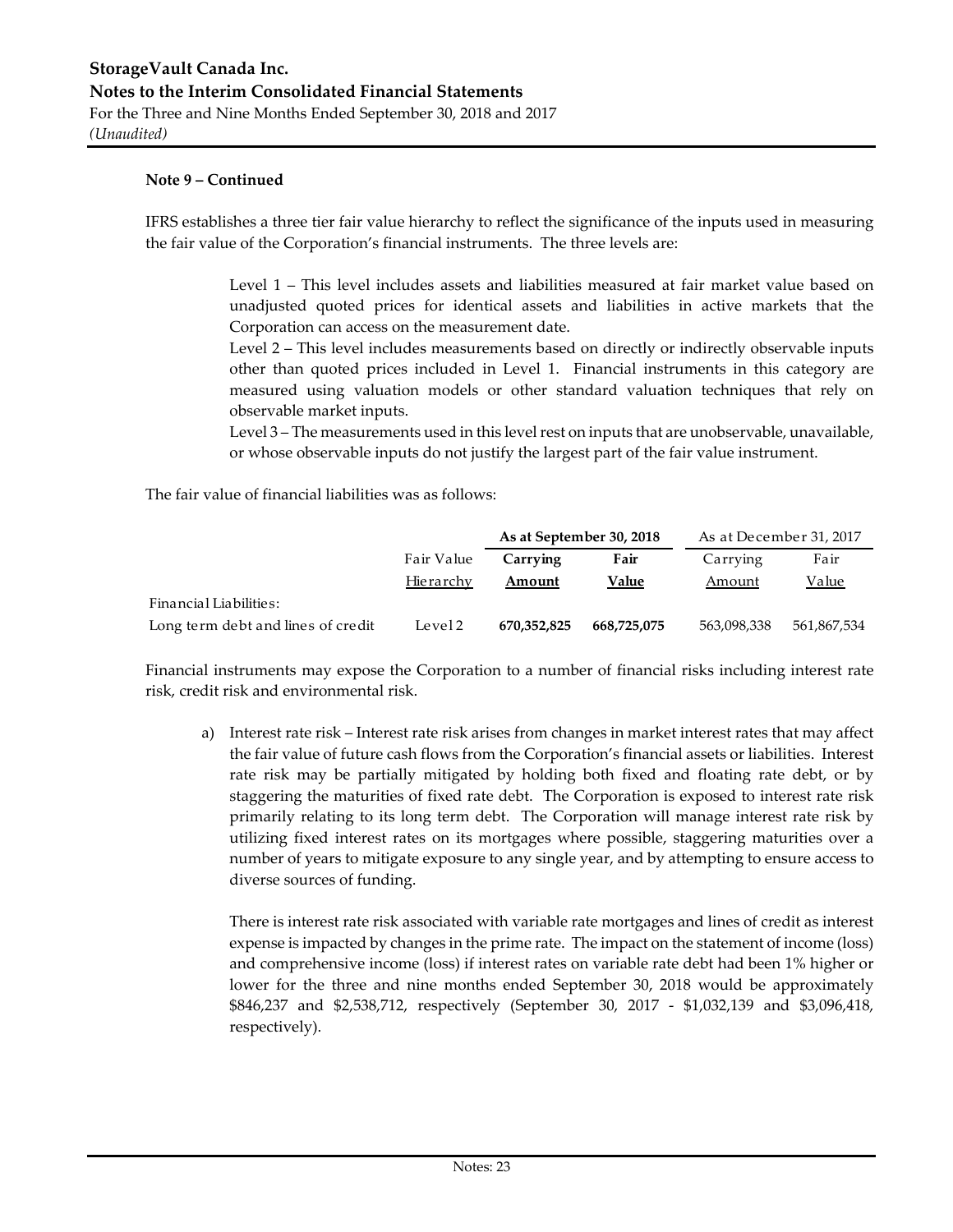**Note 9 – Continued**

IFRS establishes a three tier fair value hierarchy to reflect the significance of the inputs used in measuring the fair value of the Corporation's financial instruments. The three levels are:

> Level 1 – This level includes assets and liabilities measured at fair market value based on unadjusted quoted prices for identical assets and liabilities in active markets that the Corporation can access on the measurement date.
>
> Level 2 – This level includes measurements based on directly or indirectly observable inputs other than quoted prices included in Level 1. Financial instruments in this category are measured using valuation models or other standard valuation techniques that rely on observable market inputs.
>
> Level 3 – The measurements used in this level rest on inputs that are unobservable, unavailable, or whose observable inputs do not justify the largest part of the fair value instrument.

The fair value of financial liabilities was as follows:

| | | **As at September 30, 2018** | | As at December 31, 2017 | |
|---|---|---|---|---|---|
| | Fair Value Hierarchy | **Carrying Amount** | **Fair Value** | Carrying Amount | Fair Value |
| Financial Liabilities: | | | | | |
| Long term debt and lines of credit | Level 2 | **670,352,825** | **668,725,075** | 563,098,338 | 561,867,534 |

Financial instruments may expose the Corporation to a number of financial risks including interest rate risk, credit risk and environmental risk.

a) Interest rate risk – Interest rate risk arises from changes in market interest rates that may affect the fair value of future cash flows from the Corporation's financial assets or liabilities. Interest rate risk may be partially mitigated by holding both fixed and floating rate debt, or by staggering the maturities of fixed rate debt. The Corporation is exposed to interest rate risk primarily relating to its long term debt. The Corporation will manage interest rate risk by utilizing fixed interest rates on its mortgages where possible, staggering maturities over a number of years to mitigate exposure to any single year, and by attempting to ensure access to diverse sources of funding.

   There is interest rate risk associated with variable rate mortgages and lines of credit as interest expense is impacted by changes in the prime rate. The impact on the statement of income (loss) and comprehensive income (loss) if interest rates on variable rate debt had been 1% higher or lower for the three and nine months ended September 30, 2018 would be approximately \$846,237 and \$2,538,712, respectively (September 30, 2017 - \$1,032,139 and \$3,096,418, respectively).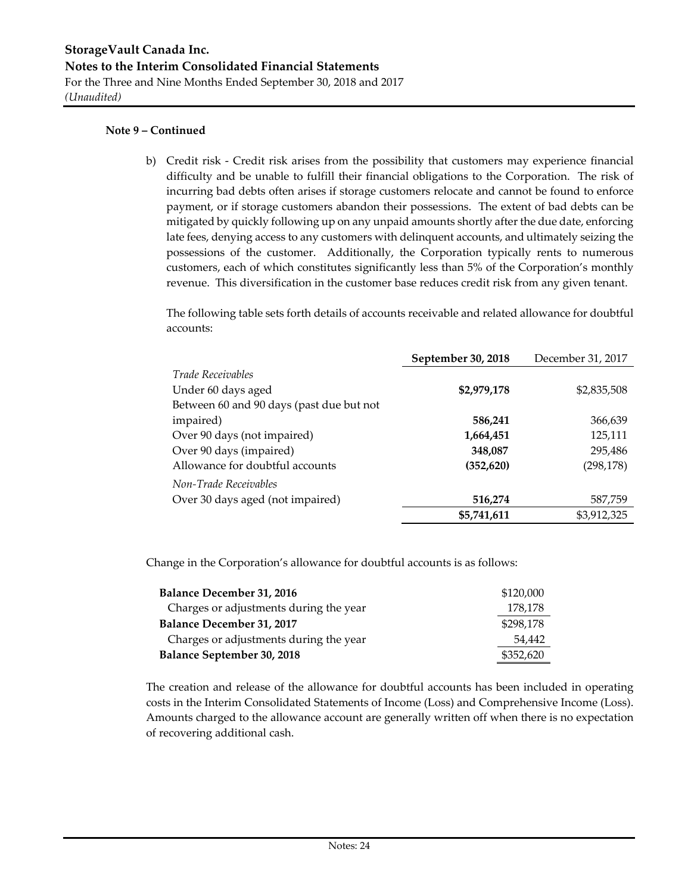**Note 9 – Continued**

b) Credit risk - Credit risk arises from the possibility that customers may experience financial difficulty and be unable to fulfill their financial obligations to the Corporation. The risk of incurring bad debts often arises if storage customers relocate and cannot be found to enforce payment, or if storage customers abandon their possessions. The extent of bad debts can be mitigated by quickly following up on any unpaid amounts shortly after the due date, enforcing late fees, denying access to any customers with delinquent accounts, and ultimately seizing the possessions of the customer. Additionally, the Corporation typically rents to numerous customers, each of which constitutes significantly less than 5% of the Corporation's monthly revenue. This diversification in the customer base reduces credit risk from any given tenant.

The following table sets forth details of accounts receivable and related allowance for doubtful accounts:

| | **September 30, 2018** | December 31, 2017 |
|---|---|---|
| *Trade Receivables* | | |
| Under 60 days aged | **$2,979,178** | $2,835,508 |
| Between 60 and 90 days (past due but not impaired) | **586,241** | 366,639 |
| Over 90 days (not impaired) | **1,664,451** | 125,111 |
| Over 90 days (impaired) | **348,087** | 295,486 |
| Allowance for doubtful accounts | **(352,620)** | (298,178) |
| *Non-Trade Receivables* | | |
| Over 30 days aged (not impaired) | **516,274** | 587,759 |
| | **$5,741,611** | $3,912,325 |

Change in the Corporation's allowance for doubtful accounts is as follows:

| | |
|---|---|
| **Balance December 31, 2016** | $120,000 |
| Charges or adjustments during the year | 178,178 |
| **Balance December 31, 2017** | $298,178 |
| Charges or adjustments during the year | 54,442 |
| **Balance September 30, 2018** | $352,620 |

The creation and release of the allowance for doubtful accounts has been included in operating costs in the Interim Consolidated Statements of Income (Loss) and Comprehensive Income (Loss). Amounts charged to the allowance account are generally written off when there is no expectation of recovering additional cash.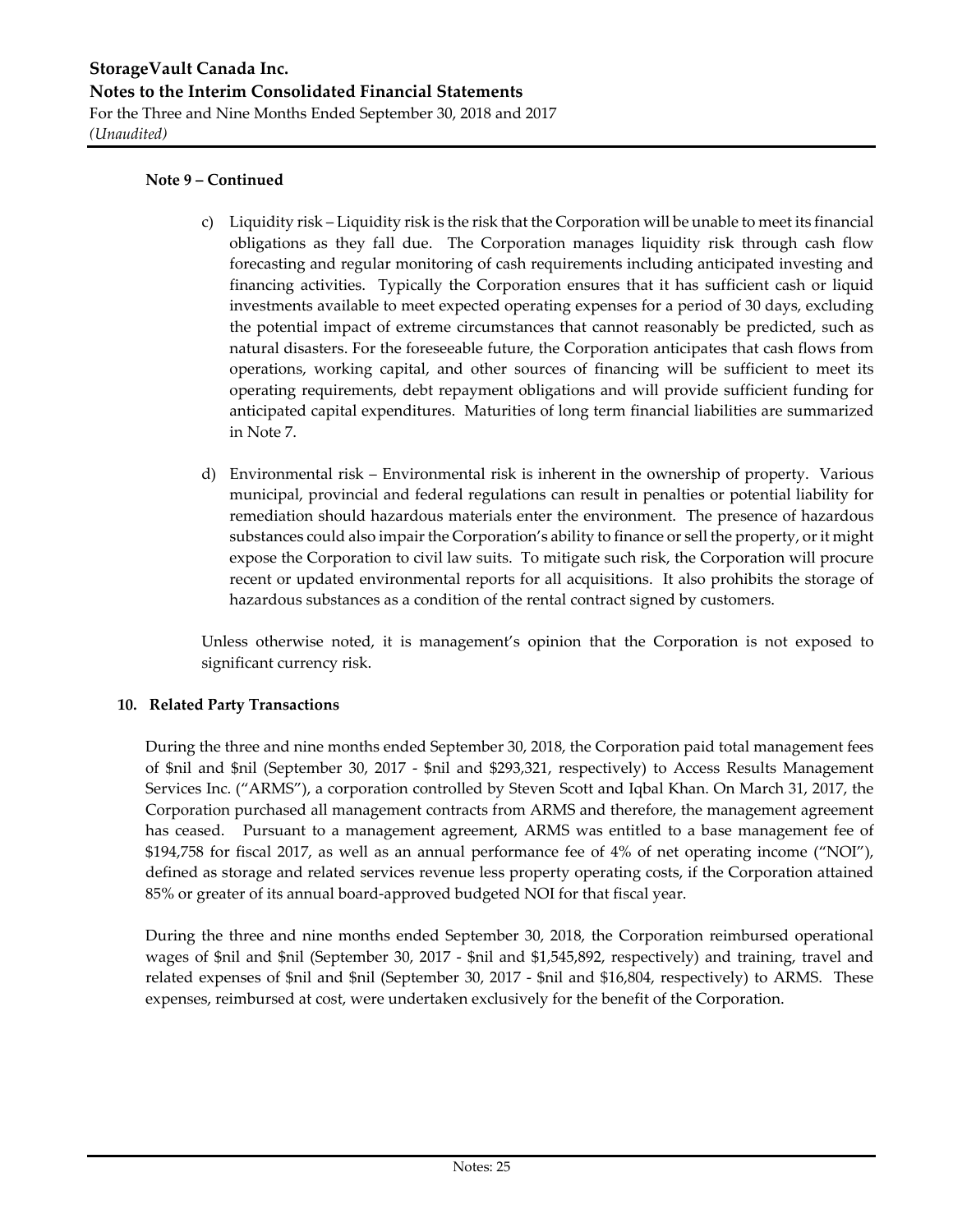**Note 9 – Continued**

c) Liquidity risk – Liquidity risk is the risk that the Corporation will be unable to meet its financial obligations as they fall due. The Corporation manages liquidity risk through cash flow forecasting and regular monitoring of cash requirements including anticipated investing and financing activities. Typically the Corporation ensures that it has sufficient cash or liquid investments available to meet expected operating expenses for a period of 30 days, excluding the potential impact of extreme circumstances that cannot reasonably be predicted, such as natural disasters. For the foreseeable future, the Corporation anticipates that cash flows from operations, working capital, and other sources of financing will be sufficient to meet its operating requirements, debt repayment obligations and will provide sufficient funding for anticipated capital expenditures. Maturities of long term financial liabilities are summarized in Note 7.

d) Environmental risk – Environmental risk is inherent in the ownership of property. Various municipal, provincial and federal regulations can result in penalties or potential liability for remediation should hazardous materials enter the environment. The presence of hazardous substances could also impair the Corporation's ability to finance or sell the property, or it might expose the Corporation to civil law suits. To mitigate such risk, the Corporation will procure recent or updated environmental reports for all acquisitions. It also prohibits the storage of hazardous substances as a condition of the rental contract signed by customers.

Unless otherwise noted, it is management's opinion that the Corporation is not exposed to significant currency risk.

## 10. Related Party Transactions

During the three and nine months ended September 30, 2018, the Corporation paid total management fees of $nil and $nil (September 30, 2017 - $nil and $293,321, respectively) to Access Results Management Services Inc. ("ARMS"), a corporation controlled by Steven Scott and Iqbal Khan. On March 31, 2017, the Corporation purchased all management contracts from ARMS and therefore, the management agreement has ceased. Pursuant to a management agreement, ARMS was entitled to a base management fee of $194,758 for fiscal 2017, as well as an annual performance fee of 4% of net operating income ("NOI"), defined as storage and related services revenue less property operating costs, if the Corporation attained 85% or greater of its annual board-approved budgeted NOI for that fiscal year.

During the three and nine months ended September 30, 2018, the Corporation reimbursed operational wages of $nil and $nil (September 30, 2017 - $nil and $1,545,892, respectively) and training, travel and related expenses of $nil and $nil (September 30, 2017 - $nil and $16,804, respectively) to ARMS. These expenses, reimbursed at cost, were undertaken exclusively for the benefit of the Corporation.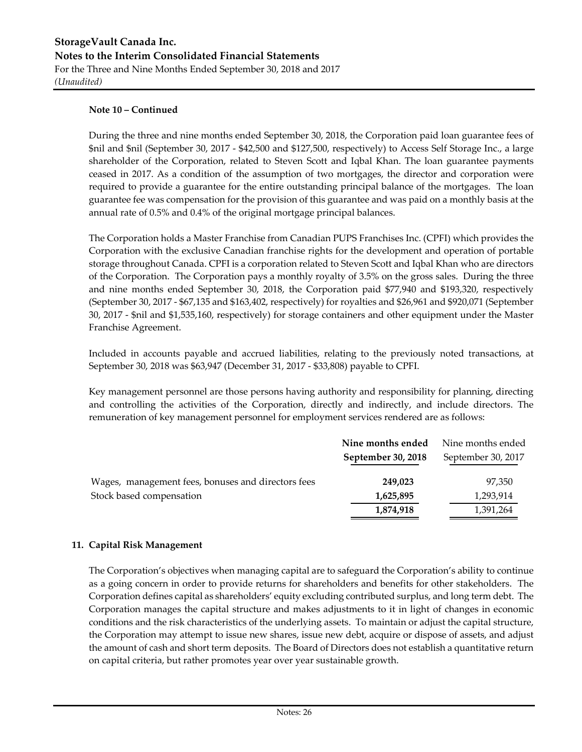**Note 10 – Continued**

During the three and nine months ended September 30, 2018, the Corporation paid loan guarantee fees of $nil and $nil (September 30, 2017 - $42,500 and $127,500, respectively) to Access Self Storage Inc., a large shareholder of the Corporation, related to Steven Scott and Iqbal Khan. The loan guarantee payments ceased in 2017. As a condition of the assumption of two mortgages, the director and corporation were required to provide a guarantee for the entire outstanding principal balance of the mortgages. The loan guarantee fee was compensation for the provision of this guarantee and was paid on a monthly basis at the annual rate of 0.5% and 0.4% of the original mortgage principal balances.

The Corporation holds a Master Franchise from Canadian PUPS Franchises Inc. (CPFI) which provides the Corporation with the exclusive Canadian franchise rights for the development and operation of portable storage throughout Canada. CPFI is a corporation related to Steven Scott and Iqbal Khan who are directors of the Corporation. The Corporation pays a monthly royalty of 3.5% on the gross sales. During the three and nine months ended September 30, 2018, the Corporation paid $77,940 and $193,320, respectively (September 30, 2017 - $67,135 and $163,402, respectively) for royalties and $26,961 and $920,071 (September 30, 2017 - $nil and $1,535,160, respectively) for storage containers and other equipment under the Master Franchise Agreement.

Included in accounts payable and accrued liabilities, relating to the previously noted transactions, at September 30, 2018 was $63,947 (December 31, 2017 - $33,808) payable to CPFI.

Key management personnel are those persons having authority and responsibility for planning, directing and controlling the activities of the Corporation, directly and indirectly, and include directors. The remuneration of key management personnel for employment services rendered are as follows:

| | **Nine months ended September 30, 2018** | Nine months ended September 30, 2017 |
|---|---|---|
| Wages, management fees, bonuses and directors fees | **249,023** | 97,350 |
| Stock based compensation | **1,625,895** | 1,293,914 |
| | **1,874,918** | 1,391,264 |

## 11. Capital Risk Management

The Corporation's objectives when managing capital are to safeguard the Corporation's ability to continue as a going concern in order to provide returns for shareholders and benefits for other stakeholders. The Corporation defines capital as shareholders' equity excluding contributed surplus, and long term debt. The Corporation manages the capital structure and makes adjustments to it in light of changes in economic conditions and the risk characteristics of the underlying assets. To maintain or adjust the capital structure, the Corporation may attempt to issue new shares, issue new debt, acquire or dispose of assets, and adjust the amount of cash and short term deposits. The Board of Directors does not establish a quantitative return on capital criteria, but rather promotes year over year sustainable growth.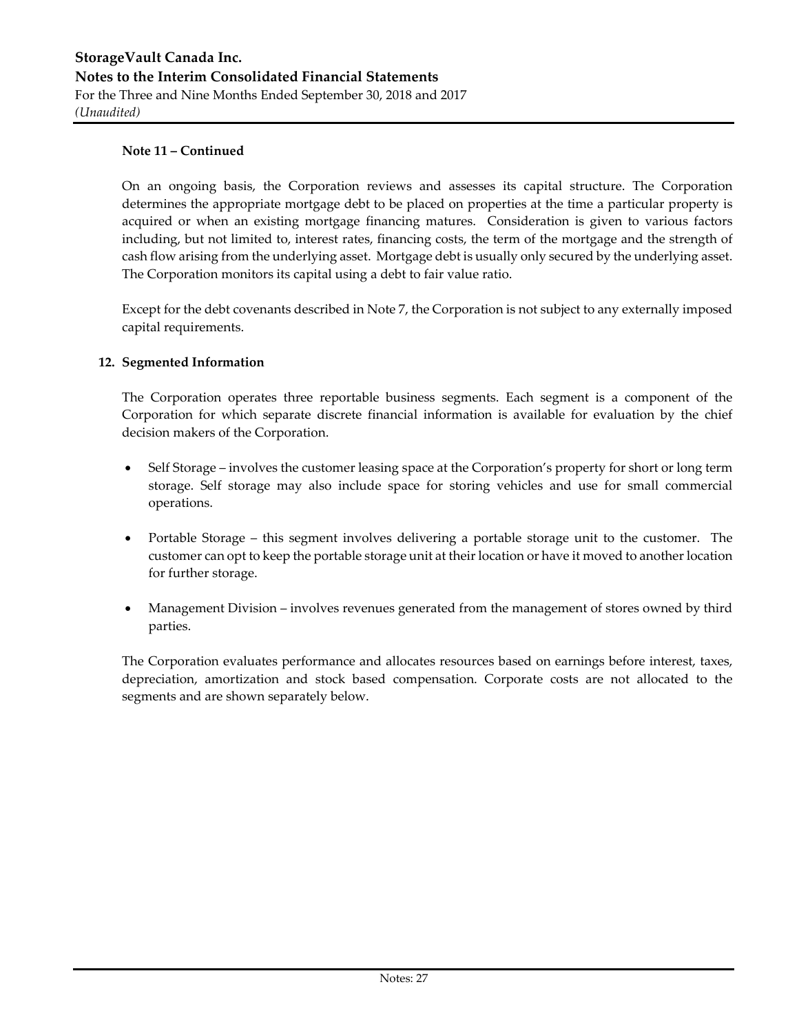**Note 11 – Continued**

On an ongoing basis, the Corporation reviews and assesses its capital structure. The Corporation determines the appropriate mortgage debt to be placed on properties at the time a particular property is acquired or when an existing mortgage financing matures. Consideration is given to various factors including, but not limited to, interest rates, financing costs, the term of the mortgage and the strength of cash flow arising from the underlying asset. Mortgage debt is usually only secured by the underlying asset. The Corporation monitors its capital using a debt to fair value ratio.

Except for the debt covenants described in Note 7, the Corporation is not subject to any externally imposed capital requirements.

## 12. Segmented Information

The Corporation operates three reportable business segments. Each segment is a component of the Corporation for which separate discrete financial information is available for evaluation by the chief decision makers of the Corporation.

- Self Storage – involves the customer leasing space at the Corporation's property for short or long term storage. Self storage may also include space for storing vehicles and use for small commercial operations.
- Portable Storage – this segment involves delivering a portable storage unit to the customer. The customer can opt to keep the portable storage unit at their location or have it moved to another location for further storage.
- Management Division – involves revenues generated from the management of stores owned by third parties.

The Corporation evaluates performance and allocates resources based on earnings before interest, taxes, depreciation, amortization and stock based compensation. Corporate costs are not allocated to the segments and are shown separately below.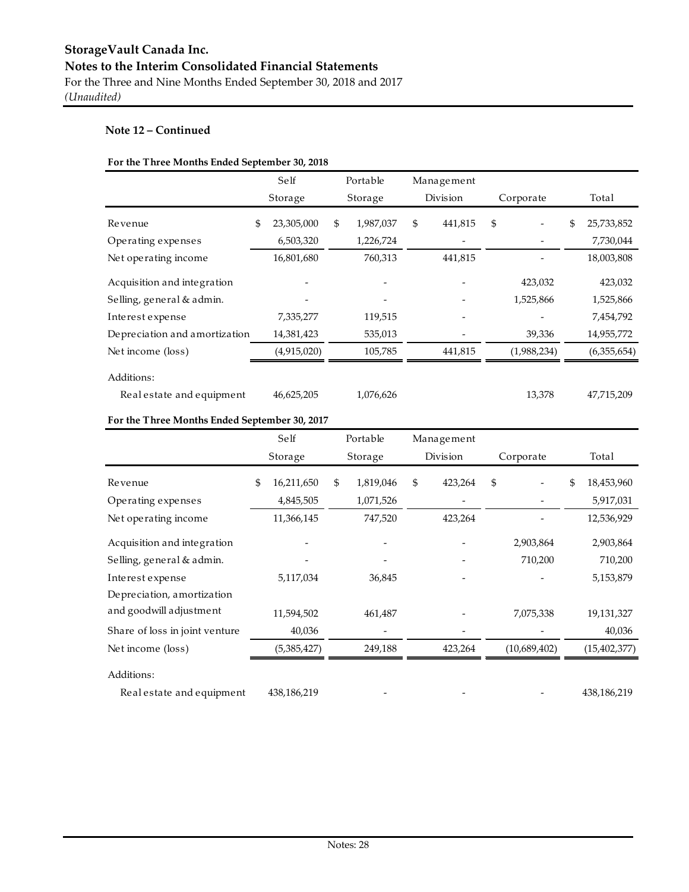**StorageVault Canada Inc.**
**Notes to the Interim Consolidated Financial Statements**
For the Three and Nine Months Ended September 30, 2018 and 2017
*(Unaudited)*

**Note 12 – Continued**

**For the Three Months Ended September 30, 2018**

| | Self Storage | Portable Storage | Management Division | Corporate | Total |
|---|---|---|---|---|---|
| Revenue | $ 23,305,000 | $ 1,987,037 | $ 441,815 | $ - | $ 25,733,852 |
| Operating expenses | 6,503,320 | 1,226,724 | - | - | 7,730,044 |
| Net operating income | 16,801,680 | 760,313 | 441,815 | - | 18,003,808 |
| Acquisition and integration | - | - | - | 423,032 | 423,032 |
| Selling, general & admin. | - | - | - | 1,525,866 | 1,525,866 |
| Interest expense | 7,335,277 | 119,515 | - | - | 7,454,792 |
| Depreciation and amortization | 14,381,423 | 535,013 | - | 39,336 | 14,955,772 |
| Net income (loss) | (4,915,020) | 105,785 | 441,815 | (1,988,234) | (6,355,654) |
| Additions: | | | | | |
| Real estate and equipment | 46,625,205 | 1,076,626 | | 13,378 | 47,715,209 |

**For the Three Months Ended September 30, 2017**

| | Self Storage | Portable Storage | Management Division | Corporate | Total |
|---|---|---|---|---|---|
| Revenue | $ 16,211,650 | $ 1,819,046 | $ 423,264 | $ - | $ 18,453,960 |
| Operating expenses | 4,845,505 | 1,071,526 | - | - | 5,917,031 |
| Net operating income | 11,366,145 | 747,520 | 423,264 | - | 12,536,929 |
| Acquisition and integration | - | - | - | 2,903,864 | 2,903,864 |
| Selling, general & admin. | - | - | - | 710,200 | 710,200 |
| Interest expense | 5,117,034 | 36,845 | - | - | 5,153,879 |
| Depreciation, amortization and goodwill adjustment | 11,594,502 | 461,487 | - | 7,075,338 | 19,131,327 |
| Share of loss in joint venture | 40,036 | - | - | - | 40,036 |
| Net income (loss) | (5,385,427) | 249,188 | 423,264 | (10,689,402) | (15,402,377) |
| Additions: | | | | | |
| Real estate and equipment | 438,186,219 | - | - | - | 438,186,219 |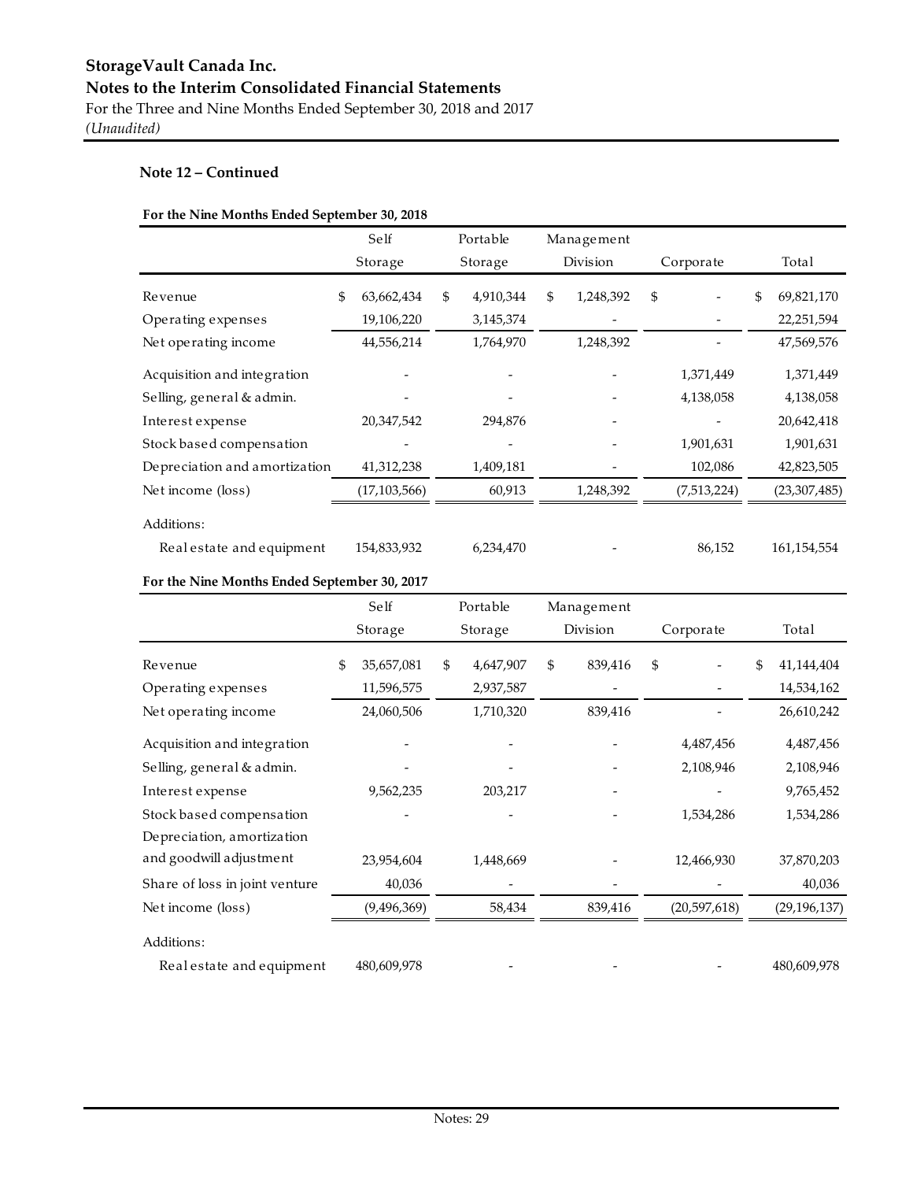**StorageVault Canada Inc.**
**Notes to the Interim Consolidated Financial Statements**
For the Three and Nine Months Ended September 30, 2018 and 2017
*(Unaudited)*

**Note 12 – Continued**

**For the Nine Months Ended September 30, 2018**

| | Self Storage | Portable Storage | Management Division | Corporate | Total |
|---|---|---|---|---|---|
| Revenue | $ 63,662,434 | $ 4,910,344 | $ 1,248,392 | $ - | $ 69,821,170 |
| Operating expenses | 19,106,220 | 3,145,374 | - | - | 22,251,594 |
| Net operating income | 44,556,214 | 1,764,970 | 1,248,392 | - | 47,569,576 |
| Acquisition and integration | - | - | - | 1,371,449 | 1,371,449 |
| Selling, general & admin. | - | - | - | 4,138,058 | 4,138,058 |
| Interest expense | 20,347,542 | 294,876 | - | - | 20,642,418 |
| Stock based compensation | - | - | - | 1,901,631 | 1,901,631 |
| Depreciation and amortization | 41,312,238 | 1,409,181 | - | 102,086 | 42,823,505 |
| Net income (loss) | (17,103,566) | 60,913 | 1,248,392 | (7,513,224) | (23,307,485) |
| Additions: | | | | | |
| Real estate and equipment | 154,833,932 | 6,234,470 | - | 86,152 | 161,154,554 |

**For the Nine Months Ended September 30, 2017**

| | Self Storage | Portable Storage | Management Division | Corporate | Total |
|---|---|---|---|---|---|
| Revenue | $ 35,657,081 | $ 4,647,907 | $ 839,416 | $ - | $ 41,144,404 |
| Operating expenses | 11,596,575 | 2,937,587 | - | - | 14,534,162 |
| Net operating income | 24,060,506 | 1,710,320 | 839,416 | - | 26,610,242 |
| Acquisition and integration | - | - | - | 4,487,456 | 4,487,456 |
| Selling, general & admin. | - | - | - | 2,108,946 | 2,108,946 |
| Interest expense | 9,562,235 | 203,217 | - | - | 9,765,452 |
| Stock based compensation | - | - | - | 1,534,286 | 1,534,286 |
| Depreciation, amortization and goodwill adjustment | 23,954,604 | 1,448,669 | - | 12,466,930 | 37,870,203 |
| Share of loss in joint venture | 40,036 | - | - | - | 40,036 |
| Net income (loss) | (9,496,369) | 58,434 | 839,416 | (20,597,618) | (29,196,137) |
| Additions: | | | | | |
| Real estate and equipment | 480,609,978 | - | - | - | 480,609,978 |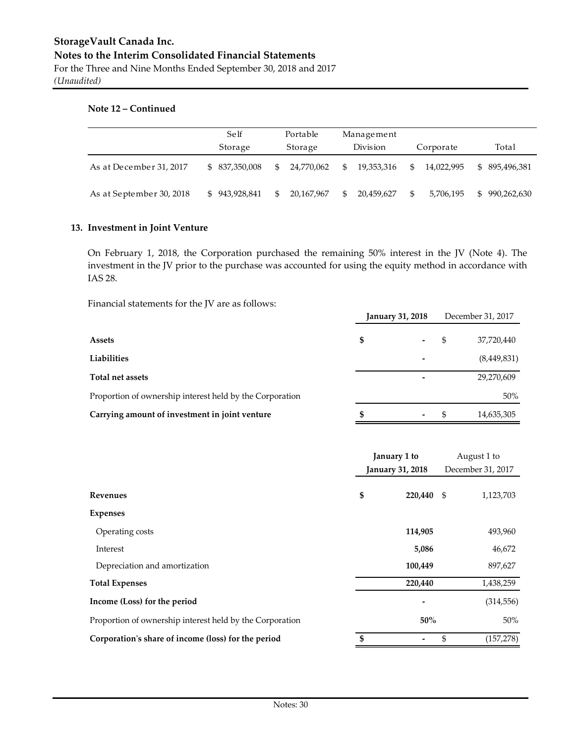**Note 12 – Continued**

| | Self Storage | Portable Storage | Management Division | Corporate | Total |
|---|---|---|---|---|---|
| As at December 31, 2017 | $ 837,350,008 | $ 24,770,062 | $ 19,353,316 | $ 14,022,995 | $ 895,496,381 |
| As at September 30, 2018 | $ 943,928,841 | $ 20,167,967 | $ 20,459,627 | $ 5,706,195 | $ 990,262,630 |

## 13. Investment in Joint Venture

On February 1, 2018, the Corporation purchased the remaining 50% interest in the JV (Note 4). The investment in the JV prior to the purchase was accounted for using the equity method in accordance with IAS 28.

Financial statements for the JV are as follows:

| | **January 31, 2018** | December 31, 2017 |
|---|---|---|
| **Assets** | **$ -** | $ 37,720,440 |
| **Liabilities** | **-** | (8,449,831) |
| **Total net assets** | **-** | 29,270,609 |
| Proportion of ownership interest held by the Corporation | | 50% |
| **Carrying amount of investment in joint venture** | **$ -** | $ 14,635,305 |

| | **January 1 to January 31, 2018** | August 1 to December 31, 2017 |
|---|---|---|
| **Revenues** | **$ 220,440** | $ 1,123,703 |
| **Expenses** | | |
| Operating costs | **114,905** | 493,960 |
| Interest | **5,086** | 46,672 |
| Depreciation and amortization | **100,449** | 897,627 |
| **Total Expenses** | **220,440** | 1,438,259 |
| **Income (Loss) for the period** | **-** | (314,556) |
| Proportion of ownership interest held by the Corporation | **50%** | 50% |
| **Corporation's share of income (loss) for the period** | **$ -** | $ (157,278) |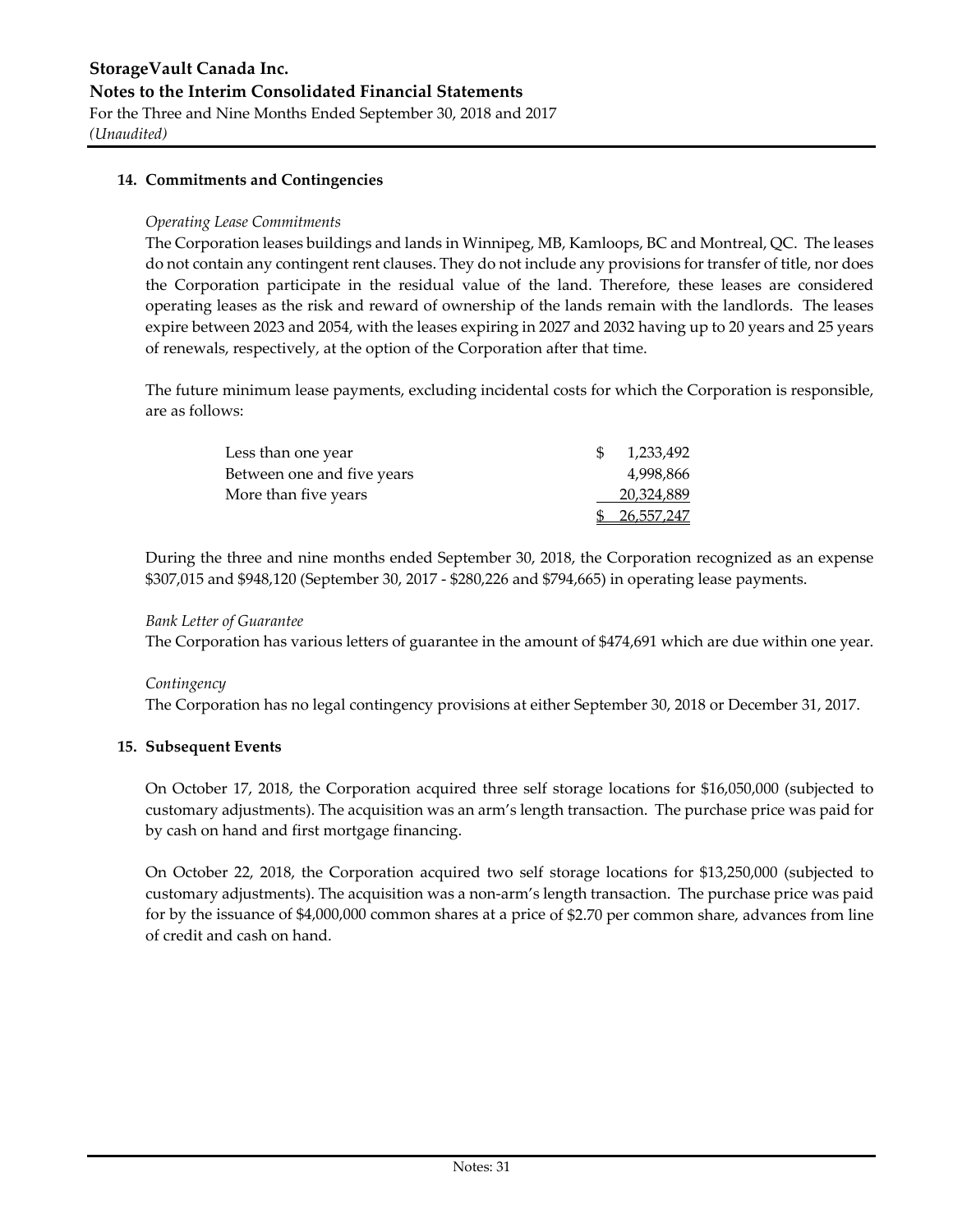## 14. Commitments and Contingencies

*Operating Lease Commitments*

The Corporation leases buildings and lands in Winnipeg, MB, Kamloops, BC and Montreal, QC. The leases do not contain any contingent rent clauses. They do not include any provisions for transfer of title, nor does the Corporation participate in the residual value of the land. Therefore, these leases are considered operating leases as the risk and reward of ownership of the lands remain with the landlords. The leases expire between 2023 and 2054, with the leases expiring in 2027 and 2032 having up to 20 years and 25 years of renewals, respectively, at the option of the Corporation after that time.

The future minimum lease payments, excluding incidental costs for which the Corporation is responsible, are as follows:

| | |
|---|---|
| Less than one year | $ 1,233,492 |
| Between one and five years | 4,998,866 |
| More than five years | 20,324,889 |
| | $ 26,557,247 |

During the three and nine months ended September 30, 2018, the Corporation recognized as an expense $307,015 and $948,120 (September 30, 2017 - $280,226 and $794,665) in operating lease payments.

*Bank Letter of Guarantee*

The Corporation has various letters of guarantee in the amount of $474,691 which are due within one year.

*Contingency*

The Corporation has no legal contingency provisions at either September 30, 2018 or December 31, 2017.

## 15. Subsequent Events

On October 17, 2018, the Corporation acquired three self storage locations for $16,050,000 (subjected to customary adjustments). The acquisition was an arm's length transaction. The purchase price was paid for by cash on hand and first mortgage financing.

On October 22, 2018, the Corporation acquired two self storage locations for $13,250,000 (subjected to customary adjustments). The acquisition was a non-arm's length transaction. The purchase price was paid for by the issuance of $4,000,000 common shares at a price of $2.70 per common share, advances from line of credit and cash on hand.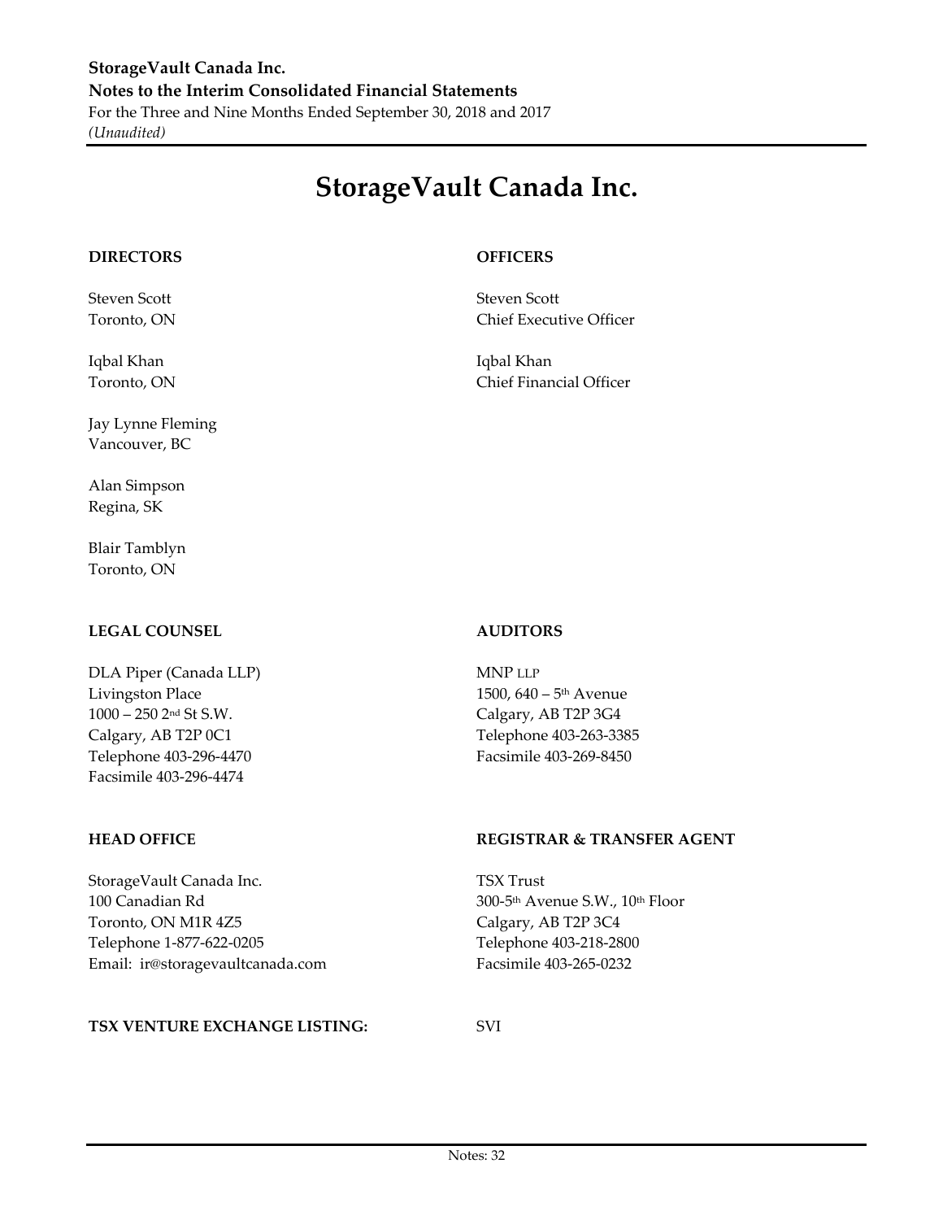# StorageVault Canada Inc.

**DIRECTORS**

Steven Scott
Toronto, ON

Iqbal Khan
Toronto, ON

Jay Lynne Fleming
Vancouver, BC

Alan Simpson
Regina, SK

Blair Tamblyn
Toronto, ON

**OFFICERS**

Steven Scott
Chief Executive Officer

Iqbal Khan
Chief Financial Officer

**LEGAL COUNSEL**

DLA Piper (Canada LLP)
Livingston Place
1000 – 250 2nd St S.W.
Calgary, AB T2P 0C1
Telephone 403-296-4470
Facsimile 403-296-4474

**AUDITORS**

MNP LLP
1500, 640 – 5th Avenue
Calgary, AB T2P 3G4
Telephone 403-263-3385
Facsimile 403-269-8450

**HEAD OFFICE**

StorageVault Canada Inc.
100 Canadian Rd
Toronto, ON M1R 4Z5
Telephone 1-877-622-0205
Email: ir@storagevaultcanada.com

**REGISTRAR & TRANSFER AGENT**

TSX Trust
300-5th Avenue S.W., 10th Floor
Calgary, AB T2P 3C4
Telephone 403-218-2800
Facsimile 403-265-0232

**TSX VENTURE EXCHANGE LISTING:** SVI